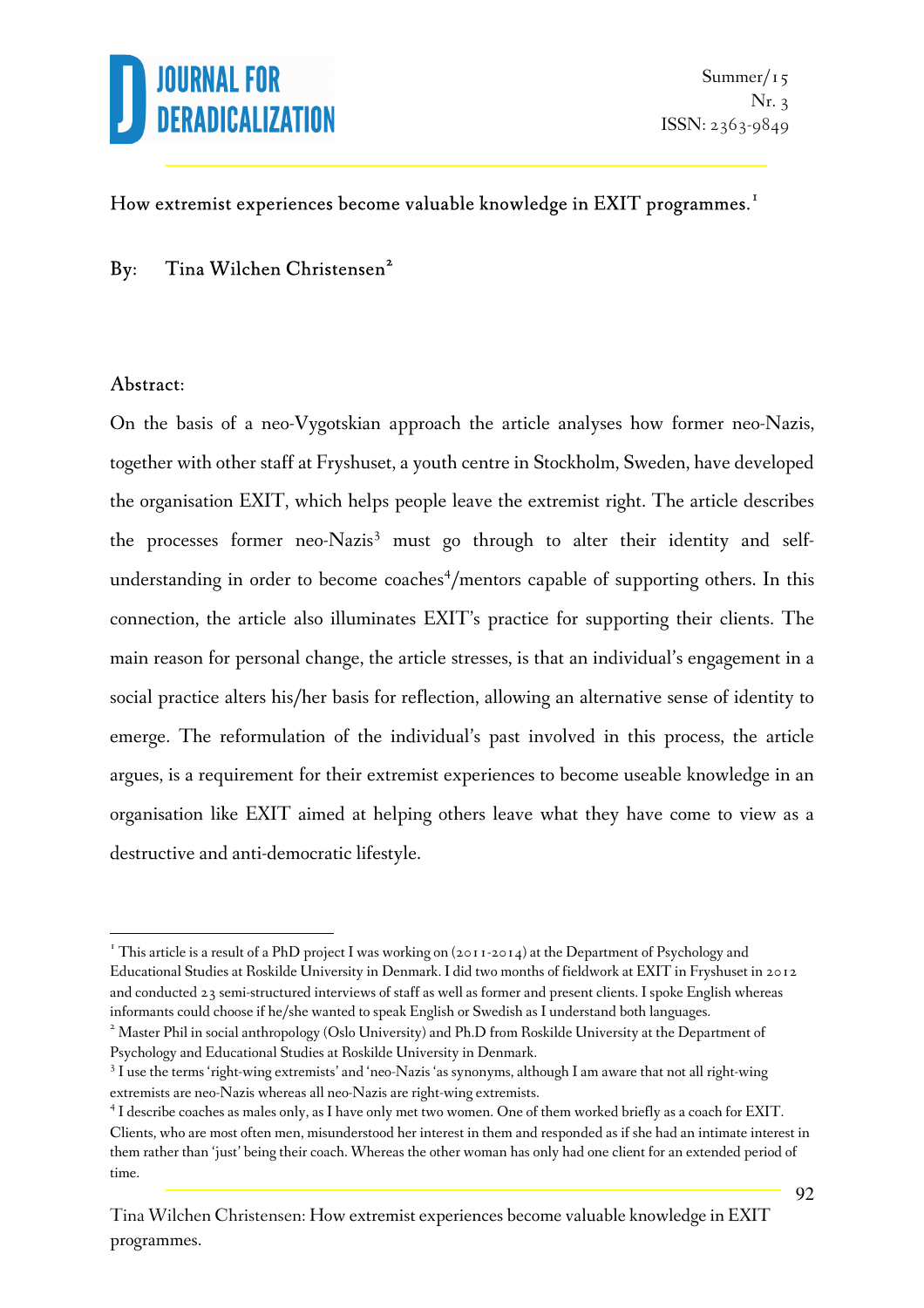# How extremist experiences become valuable knowledge in EXIT programmes.[1]

By: Tina Wilchen Christensen[2]

## Abstract:

On the basis of a neo-Vygotskian approach the article analyses how former neo-Nazis, together with other staff at Fryshuset, a youth centre in Stockholm, Sweden, have developed the organisation EXIT, which helps people leave the extremist right. The article describes the processes former neo-Nazis[3] must go through to alter their identity and self-understanding in order to become coaches[4]/mentors capable of supporting others. In this connection, the article also illuminates EXIT's practice for supporting their clients. The main reason for personal change, the article stresses, is that an individual's engagement in a social practice alters his/her basis for reflection, allowing an alternative sense of identity to emerge. The reformulation of the individual's past involved in this process, the article argues, is a requirement for their extremist experiences to become useable knowledge in an organisation like EXIT aimed at helping others leave what they have come to view as a destructive and anti-democratic lifestyle.

---

[1] This article is a result of a PhD project I was working on (2011-2014) at the Department of Psychology and Educational Studies at Roskilde University in Denmark. I did two months of fieldwork at EXIT in Fryshuset in 2012 and conducted 23 semi-structured interviews of staff as well as former and present clients. I spoke English whereas informants could choose if he/she wanted to speak English or Swedish as I understand both languages.

[2] Master Phil in social anthropology (Oslo University) and Ph.D from Roskilde University at the Department of Psychology and Educational Studies at Roskilde University in Denmark.

[3] I use the terms 'right-wing extremists' and 'neo-Nazis 'as synonyms, although I am aware that not all right-wing extremists are neo-Nazis whereas all neo-Nazis are right-wing extremists.

[4] I describe coaches as males only, as I have only met two women. One of them worked briefly as a coach for EXIT. Clients, who are most often men, misunderstood her interest in them and responded as if she had an intimate interest in them rather than 'just' being their coach. Whereas the other woman has only had one client for an extended period of time.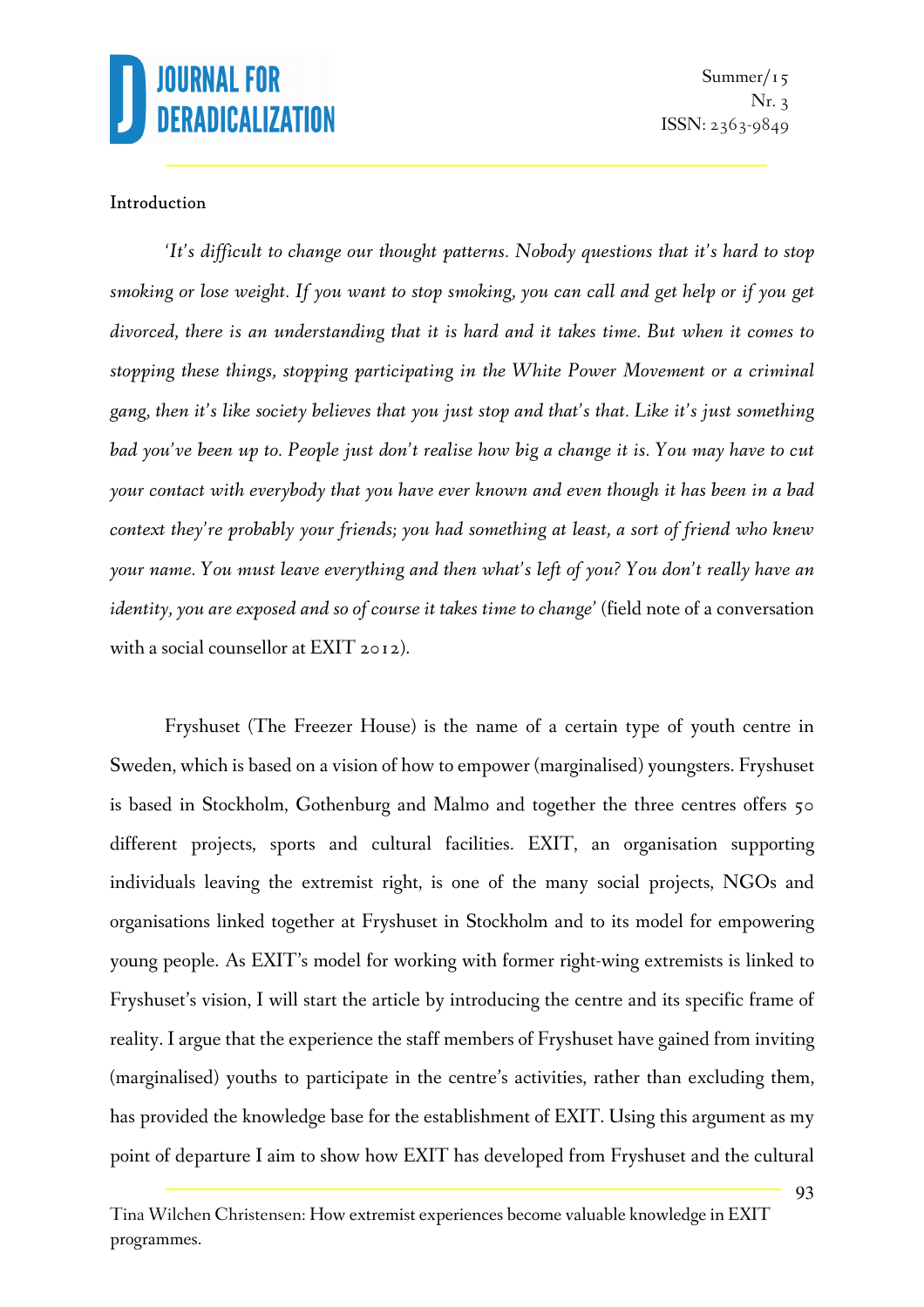## Introduction

*'It's difficult to change our thought patterns. Nobody questions that it's hard to stop smoking or lose weight. If you want to stop smoking, you can call and get help or if you get divorced, there is an understanding that it is hard and it takes time. But when it comes to stopping these things, stopping participating in the White Power Movement or a criminal gang, then it's like society believes that you just stop and that's that. Like it's just something bad you've been up to. People just don't realise how big a change it is. You may have to cut your contact with everybody that you have ever known and even though it has been in a bad context they're probably your friends; you had something at least, a sort of friend who knew your name. You must leave everything and then what's left of you? You don't really have an identity, you are exposed and so of course it takes time to change'* (field note of a conversation with a social counsellor at EXIT 2012).

Fryshuset (The Freezer House) is the name of a certain type of youth centre in Sweden, which is based on a vision of how to empower (marginalised) youngsters. Fryshuset is based in Stockholm, Gothenburg and Malmo and together the three centres offers 50 different projects, sports and cultural facilities. EXIT, an organisation supporting individuals leaving the extremist right, is one of the many social projects, NGOs and organisations linked together at Fryshuset in Stockholm and to its model for empowering young people. As EXIT's model for working with former right-wing extremists is linked to Fryshuset's vision, I will start the article by introducing the centre and its specific frame of reality. I argue that the experience the staff members of Fryshuset have gained from inviting (marginalised) youths to participate in the centre's activities, rather than excluding them, has provided the knowledge base for the establishment of EXIT. Using this argument as my point of departure I aim to show how EXIT has developed from Fryshuset and the cultural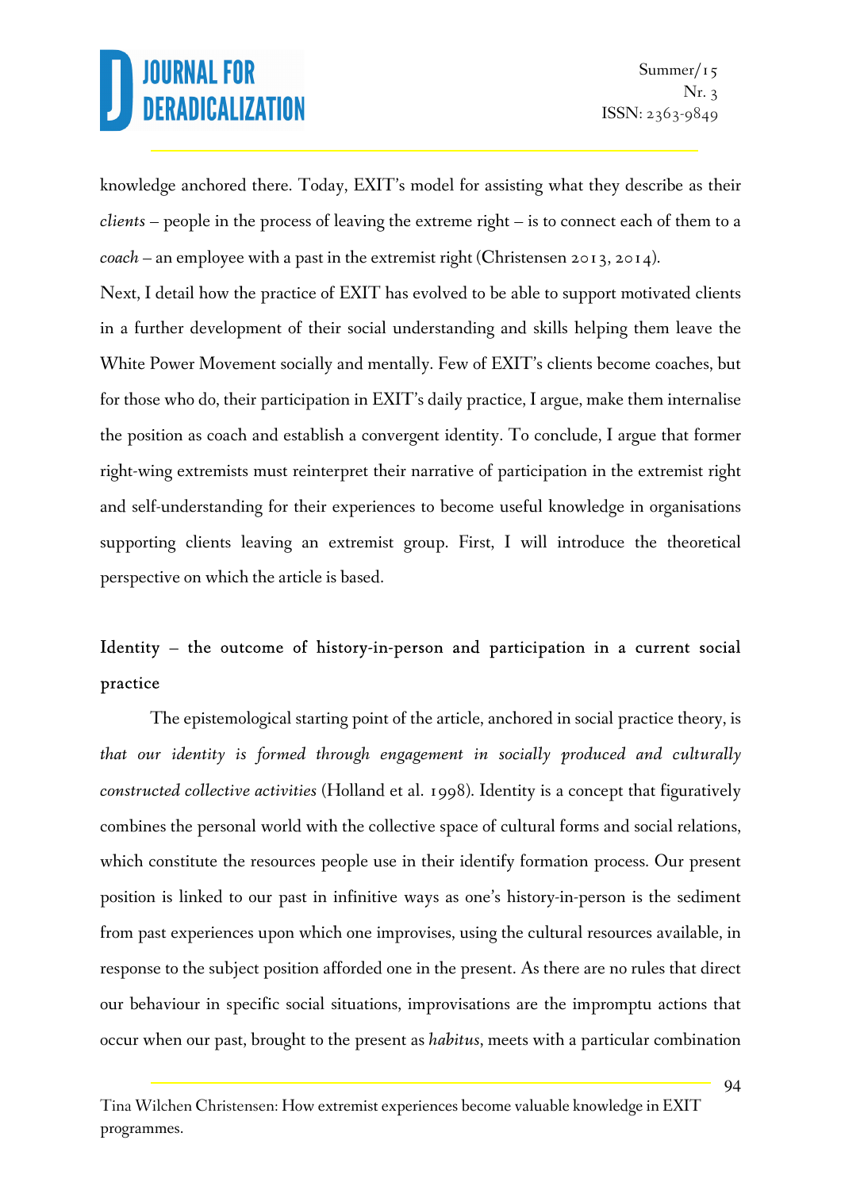knowledge anchored there. Today, EXIT's model for assisting what they describe as their *clients* – people in the process of leaving the extreme right – is to connect each of them to a *coach* – an employee with a past in the extremist right (Christensen 2013, 2014).

Next, I detail how the practice of EXIT has evolved to be able to support motivated clients in a further development of their social understanding and skills helping them leave the White Power Movement socially and mentally. Few of EXIT's clients become coaches, but for those who do, their participation in EXIT's daily practice, I argue, make them internalise the position as coach and establish a convergent identity. To conclude, I argue that former right-wing extremists must reinterpret their narrative of participation in the extremist right and self-understanding for their experiences to become useful knowledge in organisations supporting clients leaving an extremist group. First, I will introduce the theoretical perspective on which the article is based.

## Identity – the outcome of history-in-person and participation in a current social practice

The epistemological starting point of the article, anchored in social practice theory, is *that our identity is formed through engagement in socially produced and culturally constructed collective activities* (Holland et al. 1998). Identity is a concept that figuratively combines the personal world with the collective space of cultural forms and social relations, which constitute the resources people use in their identify formation process. Our present position is linked to our past in infinitive ways as one's history-in-person is the sediment from past experiences upon which one improvises, using the cultural resources available, in response to the subject position afforded one in the present. As there are no rules that direct our behaviour in specific social situations, improvisations are the impromptu actions that occur when our past, brought to the present as *habitus*, meets with a particular combination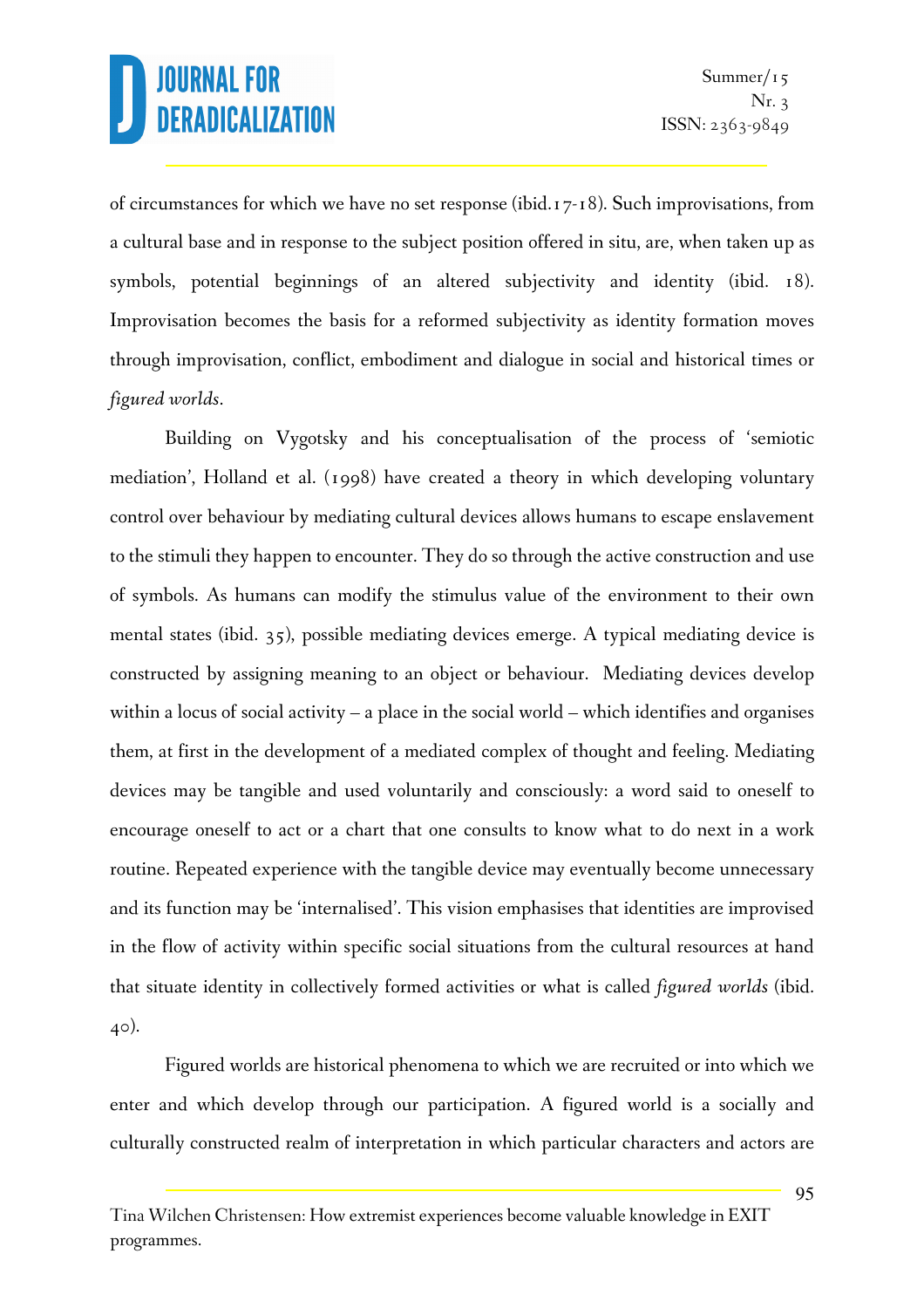of circumstances for which we have no set response (ibid.17-18). Such improvisations, from a cultural base and in response to the subject position offered in situ, are, when taken up as symbols, potential beginnings of an altered subjectivity and identity (ibid. 18). Improvisation becomes the basis for a reformed subjectivity as identity formation moves through improvisation, conflict, embodiment and dialogue in social and historical times or *figured worlds*.

Building on Vygotsky and his conceptualisation of the process of 'semiotic mediation', Holland et al. (1998) have created a theory in which developing voluntary control over behaviour by mediating cultural devices allows humans to escape enslavement to the stimuli they happen to encounter. They do so through the active construction and use of symbols. As humans can modify the stimulus value of the environment to their own mental states (ibid. 35), possible mediating devices emerge. A typical mediating device is constructed by assigning meaning to an object or behaviour. Mediating devices develop within a locus of social activity – a place in the social world – which identifies and organises them, at first in the development of a mediated complex of thought and feeling. Mediating devices may be tangible and used voluntarily and consciously: a word said to oneself to encourage oneself to act or a chart that one consults to know what to do next in a work routine. Repeated experience with the tangible device may eventually become unnecessary and its function may be 'internalised'. This vision emphasises that identities are improvised in the flow of activity within specific social situations from the cultural resources at hand that situate identity in collectively formed activities or what is called *figured worlds* (ibid. 40).

Figured worlds are historical phenomena to which we are recruited or into which we enter and which develop through our participation. A figured world is a socially and culturally constructed realm of interpretation in which particular characters and actors are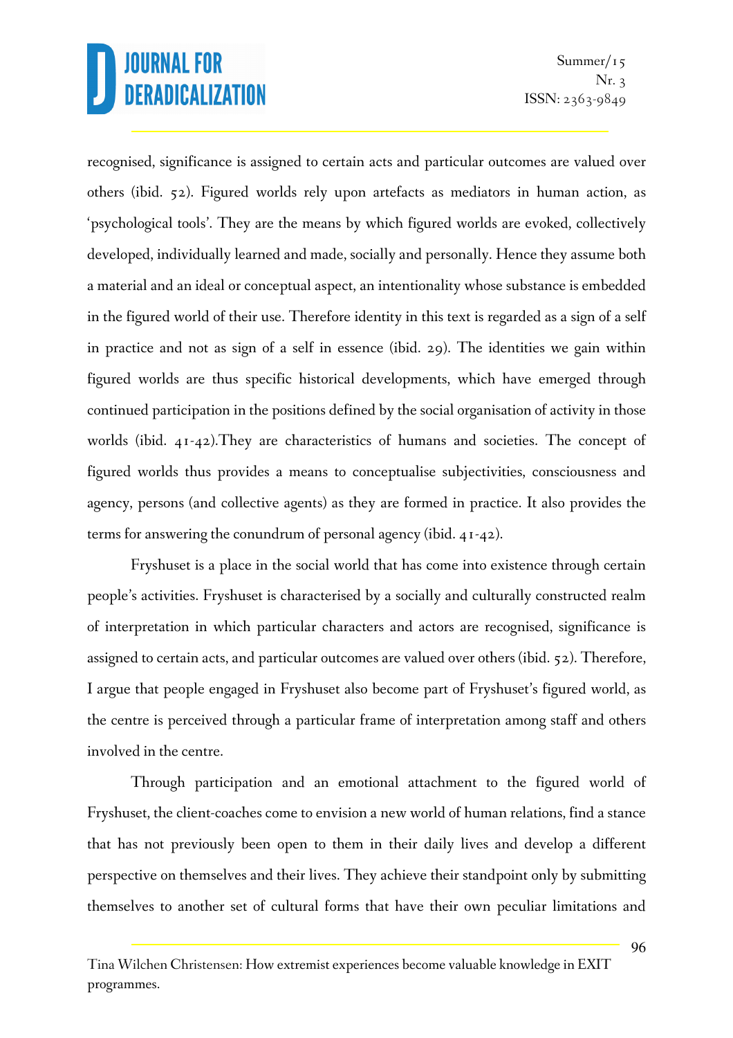recognised, significance is assigned to certain acts and particular outcomes are valued over others (ibid. 52). Figured worlds rely upon artefacts as mediators in human action, as 'psychological tools'. They are the means by which figured worlds are evoked, collectively developed, individually learned and made, socially and personally. Hence they assume both a material and an ideal or conceptual aspect, an intentionality whose substance is embedded in the figured world of their use. Therefore identity in this text is regarded as a sign of a self in practice and not as sign of a self in essence (ibid. 29). The identities we gain within figured worlds are thus specific historical developments, which have emerged through continued participation in the positions defined by the social organisation of activity in those worlds (ibid. 41-42).They are characteristics of humans and societies. The concept of figured worlds thus provides a means to conceptualise subjectivities, consciousness and agency, persons (and collective agents) as they are formed in practice. It also provides the terms for answering the conundrum of personal agency (ibid. 41-42).

Fryshuset is a place in the social world that has come into existence through certain people's activities. Fryshuset is characterised by a socially and culturally constructed realm of interpretation in which particular characters and actors are recognised, significance is assigned to certain acts, and particular outcomes are valued over others (ibid. 52). Therefore, I argue that people engaged in Fryshuset also become part of Fryshuset's figured world, as the centre is perceived through a particular frame of interpretation among staff and others involved in the centre.

Through participation and an emotional attachment to the figured world of Fryshuset, the client-coaches come to envision a new world of human relations, find a stance that has not previously been open to them in their daily lives and develop a different perspective on themselves and their lives. They achieve their standpoint only by submitting themselves to another set of cultural forms that have their own peculiar limitations and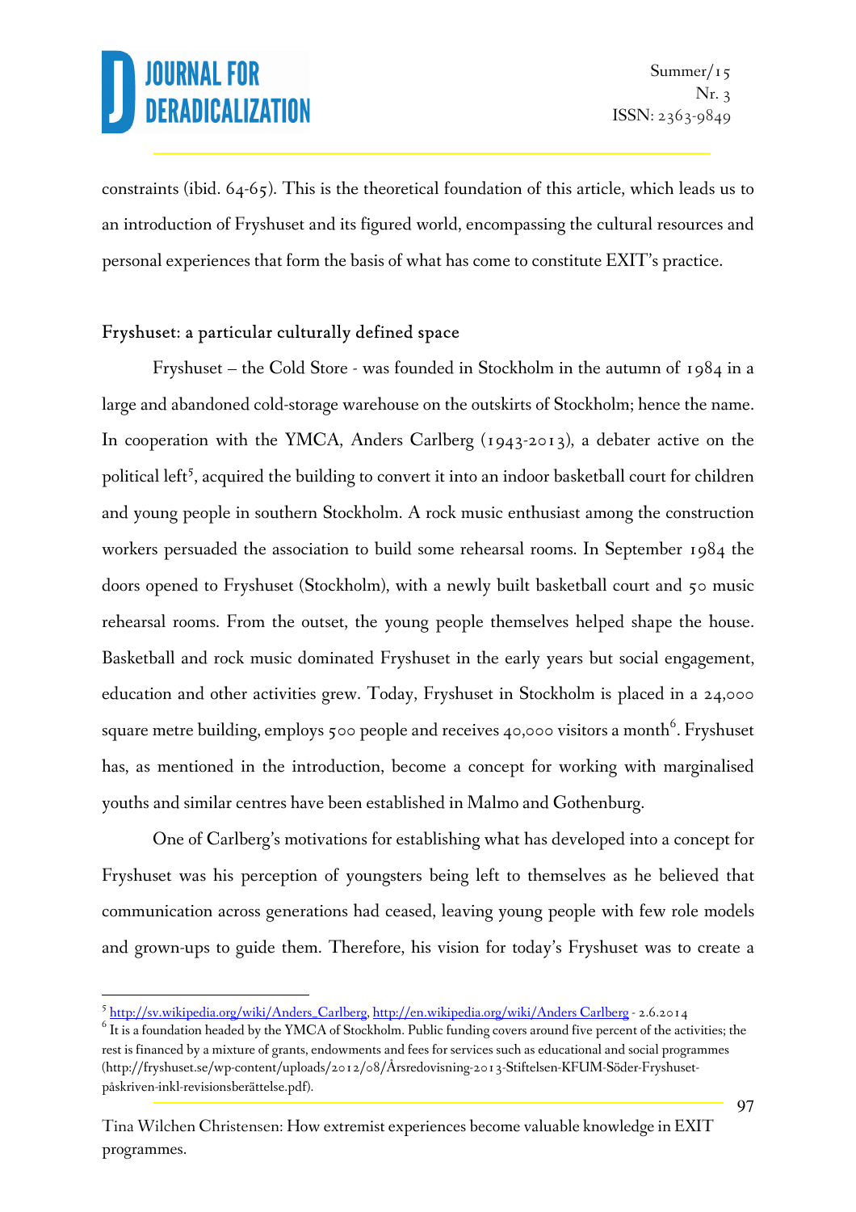constraints (ibid. 64-65). This is the theoretical foundation of this article, which leads us to an introduction of Fryshuset and its figured world, encompassing the cultural resources and personal experiences that form the basis of what has come to constitute EXIT's practice.

## Fryshuset: a particular culturally defined space

Fryshuset – the Cold Store - was founded in Stockholm in the autumn of 1984 in a large and abandoned cold-storage warehouse on the outskirts of Stockholm; hence the name. In cooperation with the YMCA, Anders Carlberg (1943-2013), a debater active on the political left[5], acquired the building to convert it into an indoor basketball court for children and young people in southern Stockholm. A rock music enthusiast among the construction workers persuaded the association to build some rehearsal rooms. In September 1984 the doors opened to Fryshuset (Stockholm), with a newly built basketball court and 50 music rehearsal rooms. From the outset, the young people themselves helped shape the house. Basketball and rock music dominated Fryshuset in the early years but social engagement, education and other activities grew. Today, Fryshuset in Stockholm is placed in a 24,000 square metre building, employs 500 people and receives 40,000 visitors a month[6]. Fryshuset has, as mentioned in the introduction, become a concept for working with marginalised youths and similar centres have been established in Malmo and Gothenburg.

One of Carlberg's motivations for establishing what has developed into a concept for Fryshuset was his perception of youngsters being left to themselves as he believed that communication across generations had ceased, leaving young people with few role models and grown-ups to guide them. Therefore, his vision for today's Fryshuset was to create a

---

[5] http://sv.wikipedia.org/wiki/Anders_Carlberg, http://en.wikipedia.org/wiki/Anders Carlberg - 2.6.2014

[6] It is a foundation headed by the YMCA of Stockholm. Public funding covers around five percent of the activities; the rest is financed by a mixture of grants, endowments and fees for services such as educational and social programmes (http://fryshuset.se/wp-content/uploads/2012/08/Årsredovisning-2013-Stiftelsen-KFUM-Söder-Fryshuset-påskriven-inkl-revisionsberättelse.pdf).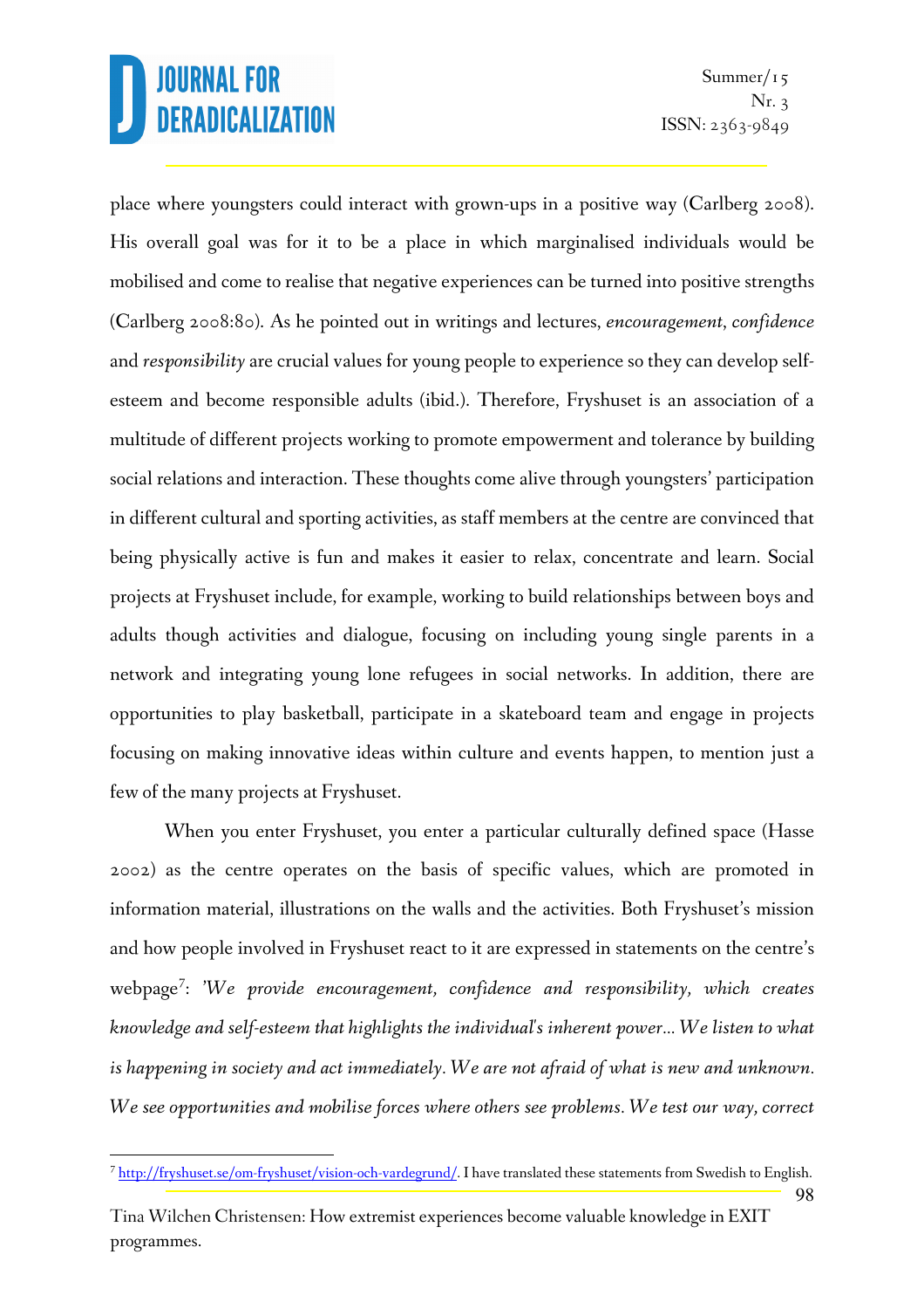place where youngsters could interact with grown-ups in a positive way (Carlberg 2008). His overall goal was for it to be a place in which marginalised individuals would be mobilised and come to realise that negative experiences can be turned into positive strengths (Carlberg 2008:80). As he pointed out in writings and lectures, *encouragement*, *confidence* and *responsibility* are crucial values for young people to experience so they can develop self-esteem and become responsible adults (ibid.). Therefore, Fryshuset is an association of a multitude of different projects working to promote empowerment and tolerance by building social relations and interaction. These thoughts come alive through youngsters' participation in different cultural and sporting activities, as staff members at the centre are convinced that being physically active is fun and makes it easier to relax, concentrate and learn. Social projects at Fryshuset include, for example, working to build relationships between boys and adults though activities and dialogue, focusing on including young single parents in a network and integrating young lone refugees in social networks. In addition, there are opportunities to play basketball, participate in a skateboard team and engage in projects focusing on making innovative ideas within culture and events happen, to mention just a few of the many projects at Fryshuset.

When you enter Fryshuset, you enter a particular culturally defined space (Hasse 2002) as the centre operates on the basis of specific values, which are promoted in information material, illustrations on the walls and the activities. Both Fryshuset's mission and how people involved in Fryshuset react to it are expressed in statements on the centre's webpage[7]: *'We provide encouragement, confidence and responsibility, which creates knowledge and self-esteem that highlights the individual's inherent power… We listen to what is happening in society and act immediately. We are not afraid of what is new and unknown. We see opportunities and mobilise forces where others see problems. We test our way, correct*

[7] http://fryshuset.se/om-fryshuset/vision-och-vardegrund/. I have translated these statements from Swedish to English.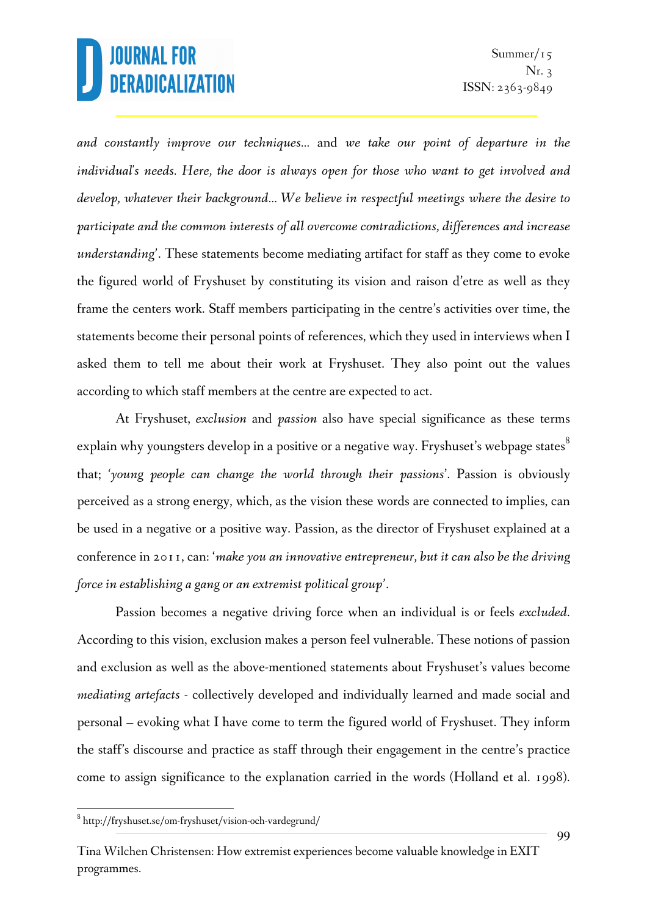*and constantly improve our techniques...* and *we take our point of departure in the individual's needs. Here, the door is always open for those who want to get involved and develop, whatever their background... We believe in respectful meetings where the desire to participate and the common interests of all overcome contradictions, differences and increase understanding*'. These statements become mediating artifact for staff as they come to evoke the figured world of Fryshuset by constituting its vision and raison d'etre as well as they frame the centers work. Staff members participating in the centre's activities over time, the statements become their personal points of references, which they used in interviews when I asked them to tell me about their work at Fryshuset. They also point out the values according to which staff members at the centre are expected to act.

At Fryshuset, *exclusion* and *passion* also have special significance as these terms explain why youngsters develop in a positive or a negative way. Fryshuset's webpage states[8] that; '*young people can change the world through their passions*'. Passion is obviously perceived as a strong energy, which, as the vision these words are connected to implies, can be used in a negative or a positive way. Passion, as the director of Fryshuset explained at a conference in 2011, can: '*make you an innovative entrepreneur, but it can also be the driving force in establishing a gang or an extremist political group*'.

Passion becomes a negative driving force when an individual is or feels *excluded*. According to this vision, exclusion makes a person feel vulnerable. These notions of passion and exclusion as well as the above-mentioned statements about Fryshuset's values become *mediating artefacts* - collectively developed and individually learned and made social and personal – evoking what I have come to term the figured world of Fryshuset. They inform the staff's discourse and practice as staff through their engagement in the centre's practice come to assign significance to the explanation carried in the words (Holland et al. 1998).

[8] http://fryshuset.se/om-fryshuset/vision-och-vardegrund/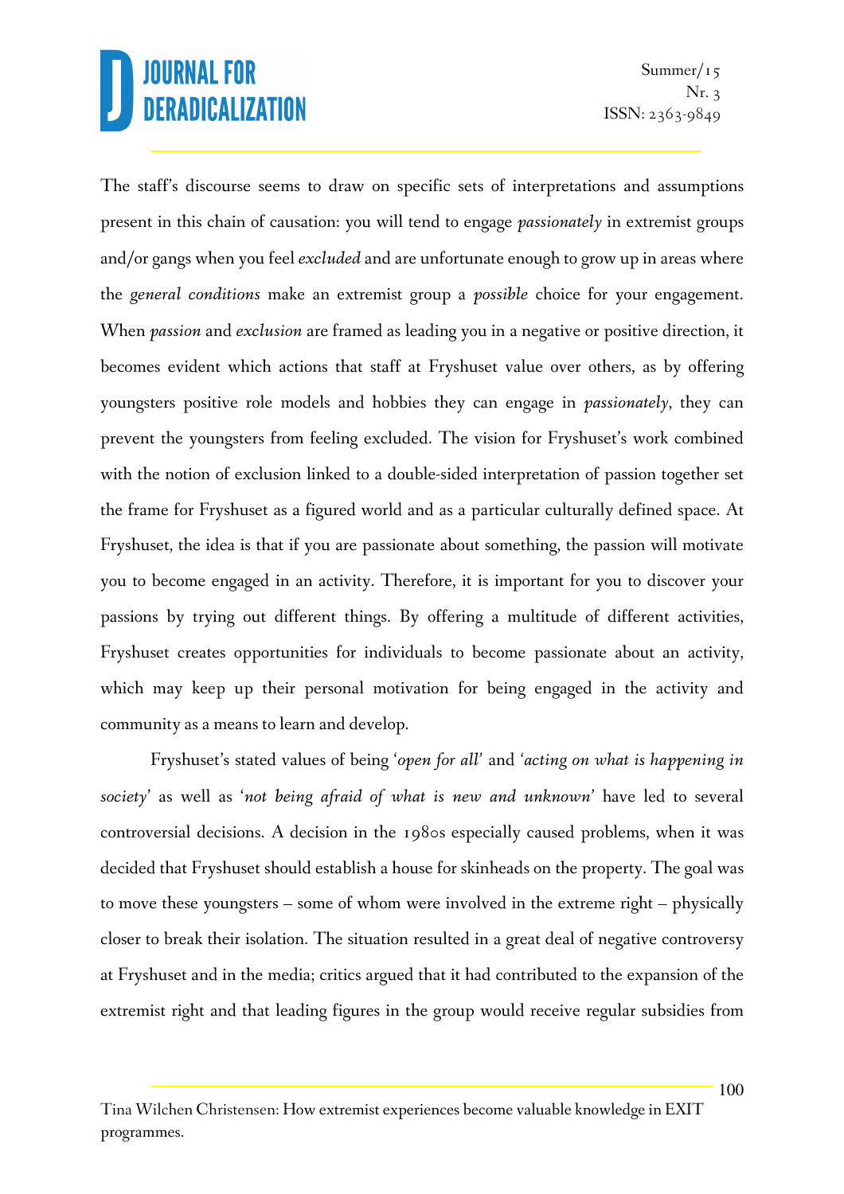The staff's discourse seems to draw on specific sets of interpretations and assumptions present in this chain of causation: you will tend to engage *passionately* in extremist groups and/or gangs when you feel *excluded* and are unfortunate enough to grow up in areas where the *general conditions* make an extremist group a *possible* choice for your engagement. When *passion* and *exclusion* are framed as leading you in a negative or positive direction, it becomes evident which actions that staff at Fryshuset value over others, as by offering youngsters positive role models and hobbies they can engage in *passionately*, they can prevent the youngsters from feeling excluded. The vision for Fryshuset's work combined with the notion of exclusion linked to a double-sided interpretation of passion together set the frame for Fryshuset as a figured world and as a particular culturally defined space. At Fryshuset, the idea is that if you are passionate about something, the passion will motivate you to become engaged in an activity. Therefore, it is important for you to discover your passions by trying out different things. By offering a multitude of different activities, Fryshuset creates opportunities for individuals to become passionate about an activity, which may keep up their personal motivation for being engaged in the activity and community as a means to learn and develop.

Fryshuset's stated values of being '*open for all*' and '*acting on what is happening in society*' as well as '*not being afraid of what is new and unknown*' have led to several controversial decisions. A decision in the 1980s especially caused problems, when it was decided that Fryshuset should establish a house for skinheads on the property. The goal was to move these youngsters – some of whom were involved in the extreme right – physically closer to break their isolation. The situation resulted in a great deal of negative controversy at Fryshuset and in the media; critics argued that it had contributed to the expansion of the extremist right and that leading figures in the group would receive regular subsidies from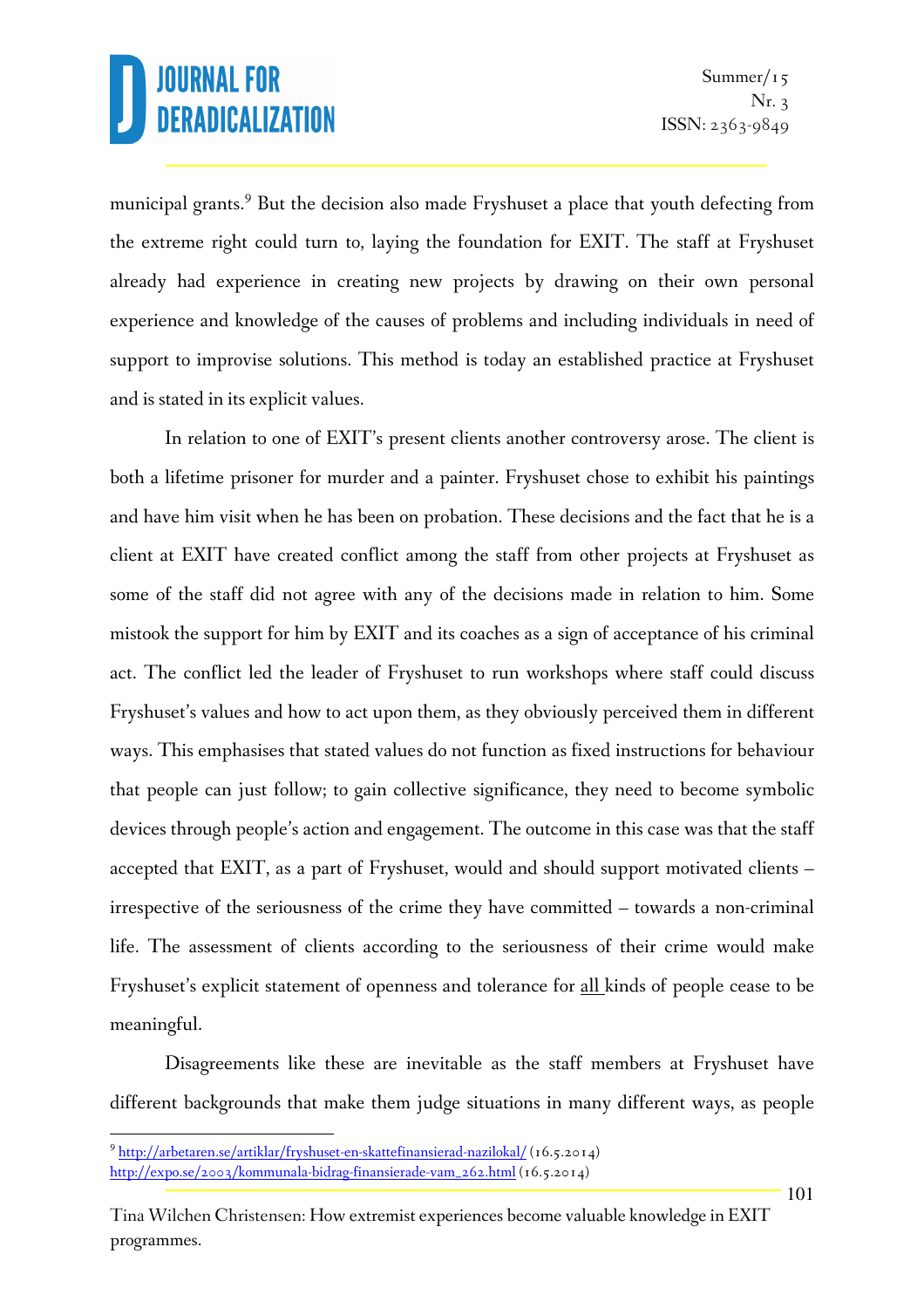municipal grants.[9] But the decision also made Fryshuset a place that youth defecting from the extreme right could turn to, laying the foundation for EXIT. The staff at Fryshuset already had experience in creating new projects by drawing on their own personal experience and knowledge of the causes of problems and including individuals in need of support to improvise solutions. This method is today an established practice at Fryshuset and is stated in its explicit values.

In relation to one of EXIT's present clients another controversy arose. The client is both a lifetime prisoner for murder and a painter. Fryshuset chose to exhibit his paintings and have him visit when he has been on probation. These decisions and the fact that he is a client at EXIT have created conflict among the staff from other projects at Fryshuset as some of the staff did not agree with any of the decisions made in relation to him. Some mistook the support for him by EXIT and its coaches as a sign of acceptance of his criminal act. The conflict led the leader of Fryshuset to run workshops where staff could discuss Fryshuset's values and how to act upon them, as they obviously perceived them in different ways. This emphasises that stated values do not function as fixed instructions for behaviour that people can just follow; to gain collective significance, they need to become symbolic devices through people's action and engagement. The outcome in this case was that the staff accepted that EXIT, as a part of Fryshuset, would and should support motivated clients – irrespective of the seriousness of the crime they have committed – towards a non-criminal life. The assessment of clients according to the seriousness of their crime would make Fryshuset's explicit statement of openness and tolerance for <u>all</u> kinds of people cease to be meaningful.

Disagreements like these are inevitable as the staff members at Fryshuset have different backgrounds that make them judge situations in many different ways, as people

---

[9] http://arbetaren.se/artiklar/fryshuset-en-skattefinansierad-nazilokal/ (16.5.2014)
http://expo.se/2003/kommunala-bidrag-finansierade-vam_262.html (16.5.2014)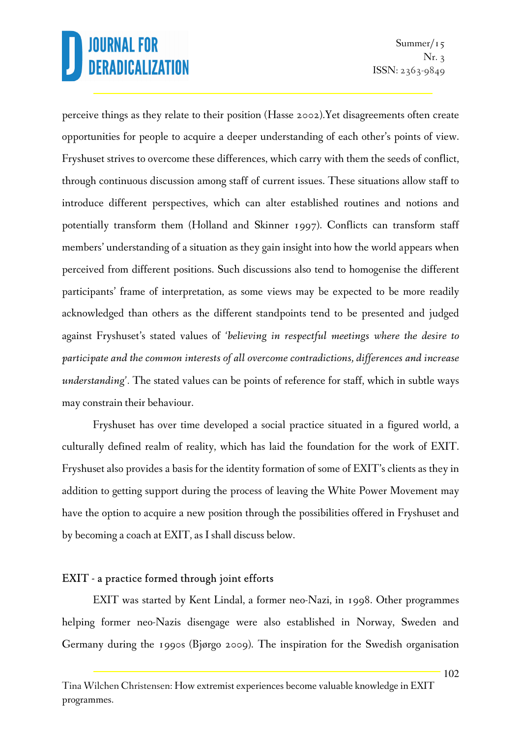perceive things as they relate to their position (Hasse 2002).Yet disagreements often create opportunities for people to acquire a deeper understanding of each other's points of view. Fryshuset strives to overcome these differences, which carry with them the seeds of conflict, through continuous discussion among staff of current issues. These situations allow staff to introduce different perspectives, which can alter established routines and notions and potentially transform them (Holland and Skinner 1997). Conflicts can transform staff members' understanding of a situation as they gain insight into how the world appears when perceived from different positions. Such discussions also tend to homogenise the different participants' frame of interpretation, as some views may be expected to be more readily acknowledged than others as the different standpoints tend to be presented and judged against Fryshuset's stated values of *'believing in respectful meetings where the desire to participate and the common interests of all overcome contradictions, differences and increase understanding'*. The stated values can be points of reference for staff, which in subtle ways may constrain their behaviour.

Fryshuset has over time developed a social practice situated in a figured world, a culturally defined realm of reality, which has laid the foundation for the work of EXIT. Fryshuset also provides a basis for the identity formation of some of EXIT's clients as they in addition to getting support during the process of leaving the White Power Movement may have the option to acquire a new position through the possibilities offered in Fryshuset and by becoming a coach at EXIT, as I shall discuss below.

## EXIT - a practice formed through joint efforts

EXIT was started by Kent Lindal, a former neo-Nazi, in 1998. Other programmes helping former neo-Nazis disengage were also established in Norway, Sweden and Germany during the 1990s (Bjørgo 2009). The inspiration for the Swedish organisation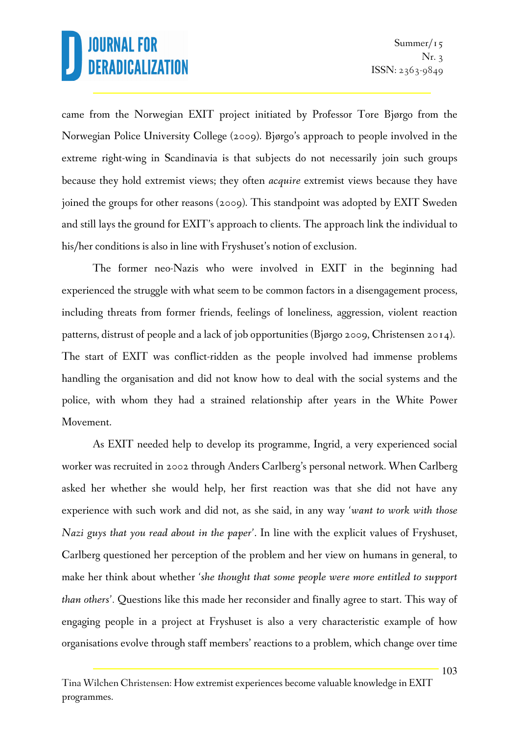came from the Norwegian EXIT project initiated by Professor Tore Bjørgo from the Norwegian Police University College (2009). Bjørgo's approach to people involved in the extreme right-wing in Scandinavia is that subjects do not necessarily join such groups because they hold extremist views; they often *acquire* extremist views because they have joined the groups for other reasons (2009). This standpoint was adopted by EXIT Sweden and still lays the ground for EXIT's approach to clients. The approach link the individual to his/her conditions is also in line with Fryshuset's notion of exclusion.

The former neo-Nazis who were involved in EXIT in the beginning had experienced the struggle with what seem to be common factors in a disengagement process, including threats from former friends, feelings of loneliness, aggression, violent reaction patterns, distrust of people and a lack of job opportunities (Bjørgo 2009, Christensen 2014). The start of EXIT was conflict-ridden as the people involved had immense problems handling the organisation and did not know how to deal with the social systems and the police, with whom they had a strained relationship after years in the White Power Movement.

As EXIT needed help to develop its programme, Ingrid, a very experienced social worker was recruited in 2002 through Anders Carlberg's personal network. When Carlberg asked her whether she would help, her first reaction was that she did not have any experience with such work and did not, as she said, in any way '*want to work with those Nazi guys that you read about in the paper*'. In line with the explicit values of Fryshuset, Carlberg questioned her perception of the problem and her view on humans in general, to make her think about whether '*she thought that some people were more entitled to support than others*'. Questions like this made her reconsider and finally agree to start. This way of engaging people in a project at Fryshuset is also a very characteristic example of how organisations evolve through staff members' reactions to a problem, which change over time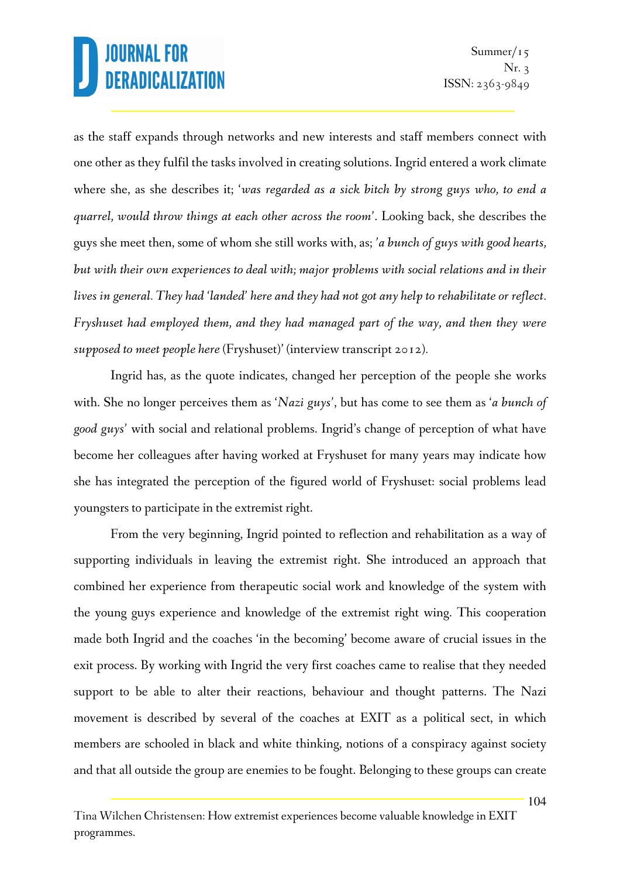as the staff expands through networks and new interests and staff members connect with one other as they fulfil the tasks involved in creating solutions. Ingrid entered a work climate where she, as she describes it; '*was regarded as a sick bitch by strong guys who, to end a quarrel, would throw things at each other across the room*'. Looking back, she describes the guys she meet then, some of whom she still works with, as; '*a bunch of guys with good hearts, but with their own experiences to deal with; major problems with social relations and in their lives in general. They had 'landed' here and they had not got any help to rehabilitate or reflect. Fryshuset had employed them, and they had managed part of the way, and then they were supposed to meet people here* (Fryshuset)' (interview transcript 2012).

Ingrid has, as the quote indicates, changed her perception of the people she works with. She no longer perceives them as '*Nazi guys*', but has come to see them as '*a bunch of good guys*' with social and relational problems. Ingrid's change of perception of what have become her colleagues after having worked at Fryshuset for many years may indicate how she has integrated the perception of the figured world of Fryshuset: social problems lead youngsters to participate in the extremist right.

From the very beginning, Ingrid pointed to reflection and rehabilitation as a way of supporting individuals in leaving the extremist right. She introduced an approach that combined her experience from therapeutic social work and knowledge of the system with the young guys experience and knowledge of the extremist right wing. This cooperation made both Ingrid and the coaches 'in the becoming' become aware of crucial issues in the exit process. By working with Ingrid the very first coaches came to realise that they needed support to be able to alter their reactions, behaviour and thought patterns. The Nazi movement is described by several of the coaches at EXIT as a political sect, in which members are schooled in black and white thinking, notions of a conspiracy against society and that all outside the group are enemies to be fought. Belonging to these groups can create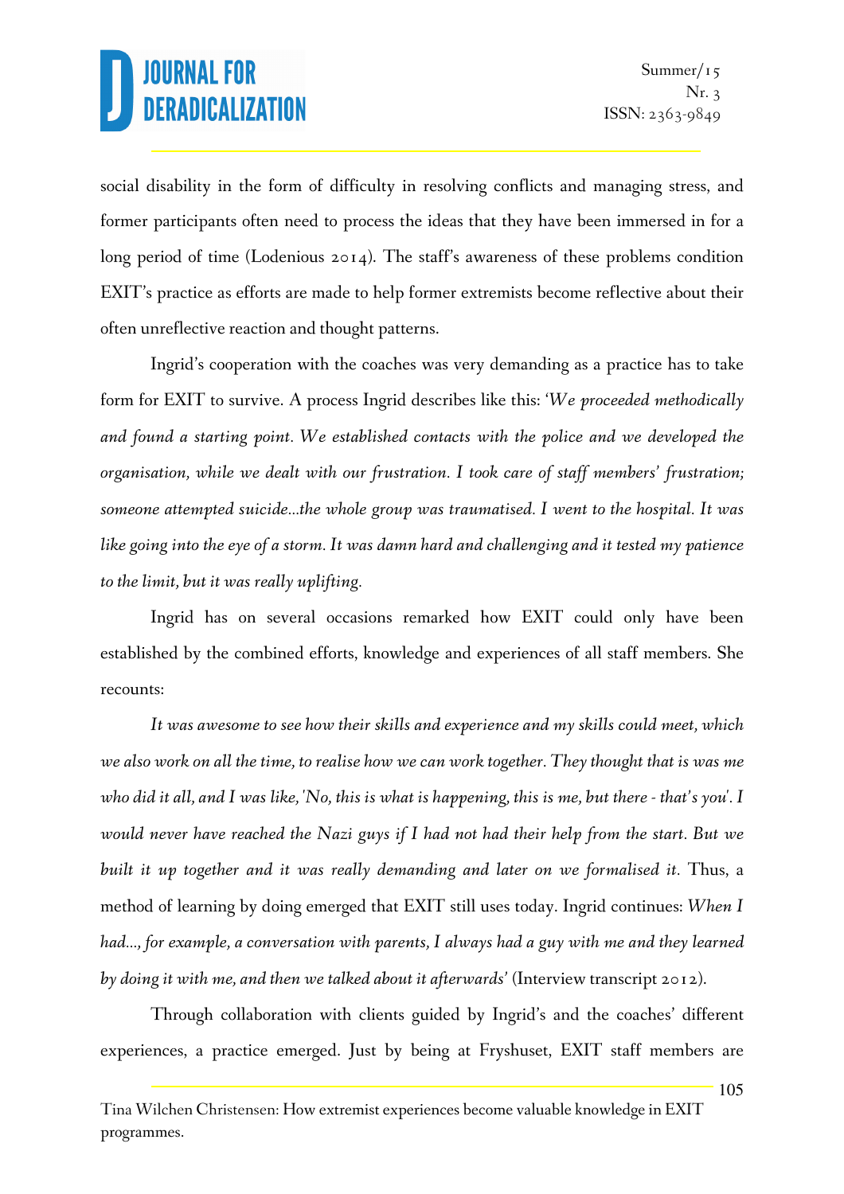social disability in the form of difficulty in resolving conflicts and managing stress, and former participants often need to process the ideas that they have been immersed in for a long period of time (Lodenious 2014). The staff's awareness of these problems condition EXIT's practice as efforts are made to help former extremists become reflective about their often unreflective reaction and thought patterns.

Ingrid's cooperation with the coaches was very demanding as a practice has to take form for EXIT to survive. A process Ingrid describes like this: '*We proceeded methodically and found a starting point. We established contacts with the police and we developed the organisation, while we dealt with our frustration. I took care of staff members' frustration; someone attempted suicide…the whole group was traumatised. I went to the hospital. It was like going into the eye of a storm. It was damn hard and challenging and it tested my patience to the limit, but it was really uplifting.*

Ingrid has on several occasions remarked how EXIT could only have been established by the combined efforts, knowledge and experiences of all staff members. She recounts:

*It was awesome to see how their skills and experience and my skills could meet, which we also work on all the time, to realise how we can work together. They thought that is was me who did it all, and I was like, 'No, this is what is happening, this is me, but there - that's you'. I would never have reached the Nazi guys if I had not had their help from the start. But we built it up together and it was really demanding and later on we formalised it.* Thus, a method of learning by doing emerged that EXIT still uses today. Ingrid continues: *When I had…, for example, a conversation with parents, I always had a guy with me and they learned by doing it with me, and then we talked about it afterwards'* (Interview transcript 2012).

Through collaboration with clients guided by Ingrid's and the coaches' different experiences, a practice emerged. Just by being at Fryshuset, EXIT staff members are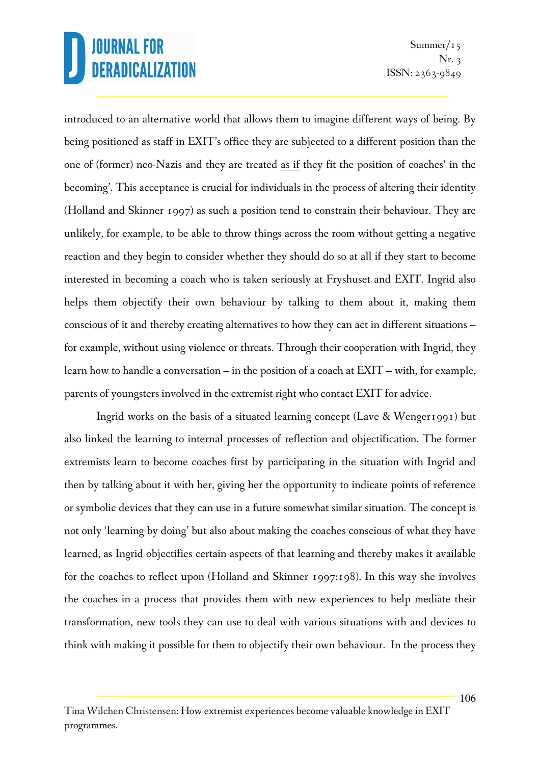introduced to an alternative world that allows them to imagine different ways of being. By being positioned as staff in EXIT's office they are subjected to a different position than the one of (former) neo-Nazis and they are treated as if they fit the position of coaches' in the becoming'. This acceptance is crucial for individuals in the process of altering their identity (Holland and Skinner 1997) as such a position tend to constrain their behaviour. They are unlikely, for example, to be able to throw things across the room without getting a negative reaction and they begin to consider whether they should do so at all if they start to become interested in becoming a coach who is taken seriously at Fryshuset and EXIT. Ingrid also helps them objectify their own behaviour by talking to them about it, making them conscious of it and thereby creating alternatives to how they can act in different situations – for example, without using violence or threats. Through their cooperation with Ingrid, they learn how to handle a conversation – in the position of a coach at EXIT – with, for example, parents of youngsters involved in the extremist right who contact EXIT for advice.

Ingrid works on the basis of a situated learning concept (Lave & Wenger1991) but also linked the learning to internal processes of reflection and objectification. The former extremists learn to become coaches first by participating in the situation with Ingrid and then by talking about it with her, giving her the opportunity to indicate points of reference or symbolic devices that they can use in a future somewhat similar situation. The concept is not only 'learning by doing' but also about making the coaches conscious of what they have learned, as Ingrid objectifies certain aspects of that learning and thereby makes it available for the coaches to reflect upon (Holland and Skinner 1997:198). In this way she involves the coaches in a process that provides them with new experiences to help mediate their transformation, new tools they can use to deal with various situations with and devices to think with making it possible for them to objectify their own behaviour. In the process they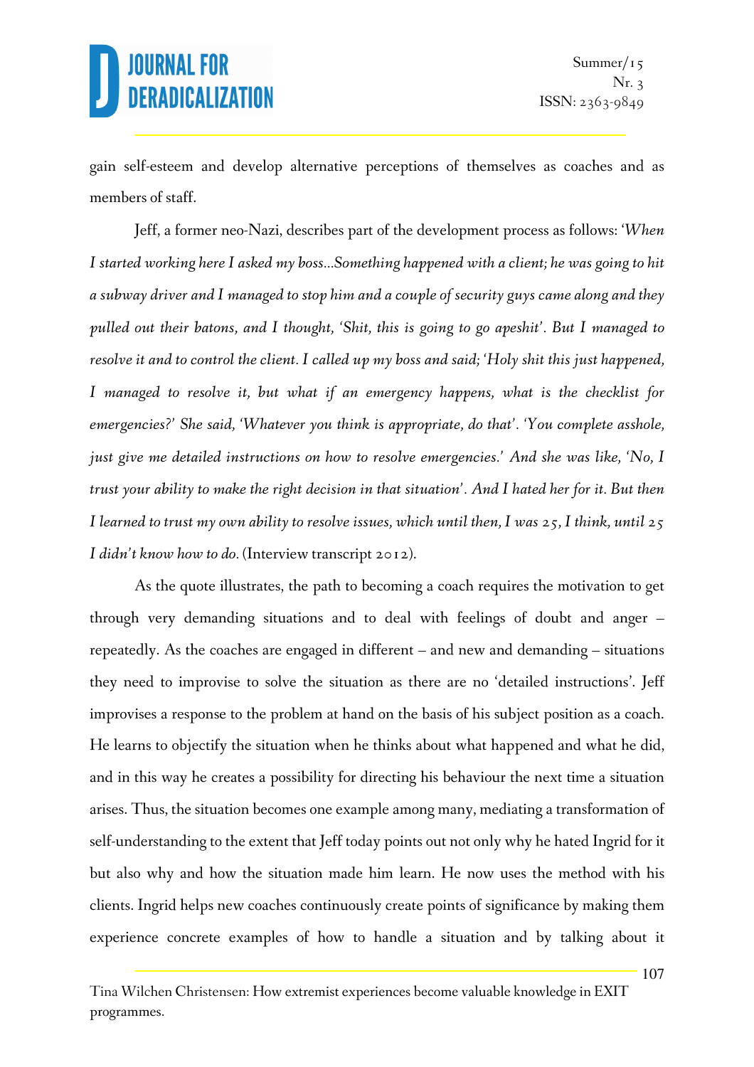gain self-esteem and develop alternative perceptions of themselves as coaches and as members of staff.

Jeff, a former neo-Nazi, describes part of the development process as follows: '*When I started working here I asked my boss…Something happened with a client; he was going to hit a subway driver and I managed to stop him and a couple of security guys came along and they pulled out their batons, and I thought, 'Shit, this is going to go apeshit'. But I managed to resolve it and to control the client. I called up my boss and said; 'Holy shit this just happened, I managed to resolve it, but what if an emergency happens, what is the checklist for emergencies?' She said, 'Whatever you think is appropriate, do that'. 'You complete asshole, just give me detailed instructions on how to resolve emergencies.' And she was like, 'No, I trust your ability to make the right decision in that situation'. And I hated her for it. But then I learned to trust my own ability to resolve issues, which until then, I was 25, I think, until 25 I didn't know how to do.* (Interview transcript 2012).

As the quote illustrates, the path to becoming a coach requires the motivation to get through very demanding situations and to deal with feelings of doubt and anger – repeatedly. As the coaches are engaged in different – and new and demanding – situations they need to improvise to solve the situation as there are no 'detailed instructions'. Jeff improvises a response to the problem at hand on the basis of his subject position as a coach. He learns to objectify the situation when he thinks about what happened and what he did, and in this way he creates a possibility for directing his behaviour the next time a situation arises. Thus, the situation becomes one example among many, mediating a transformation of self-understanding to the extent that Jeff today points out not only why he hated Ingrid for it but also why and how the situation made him learn. He now uses the method with his clients. Ingrid helps new coaches continuously create points of significance by making them experience concrete examples of how to handle a situation and by talking about it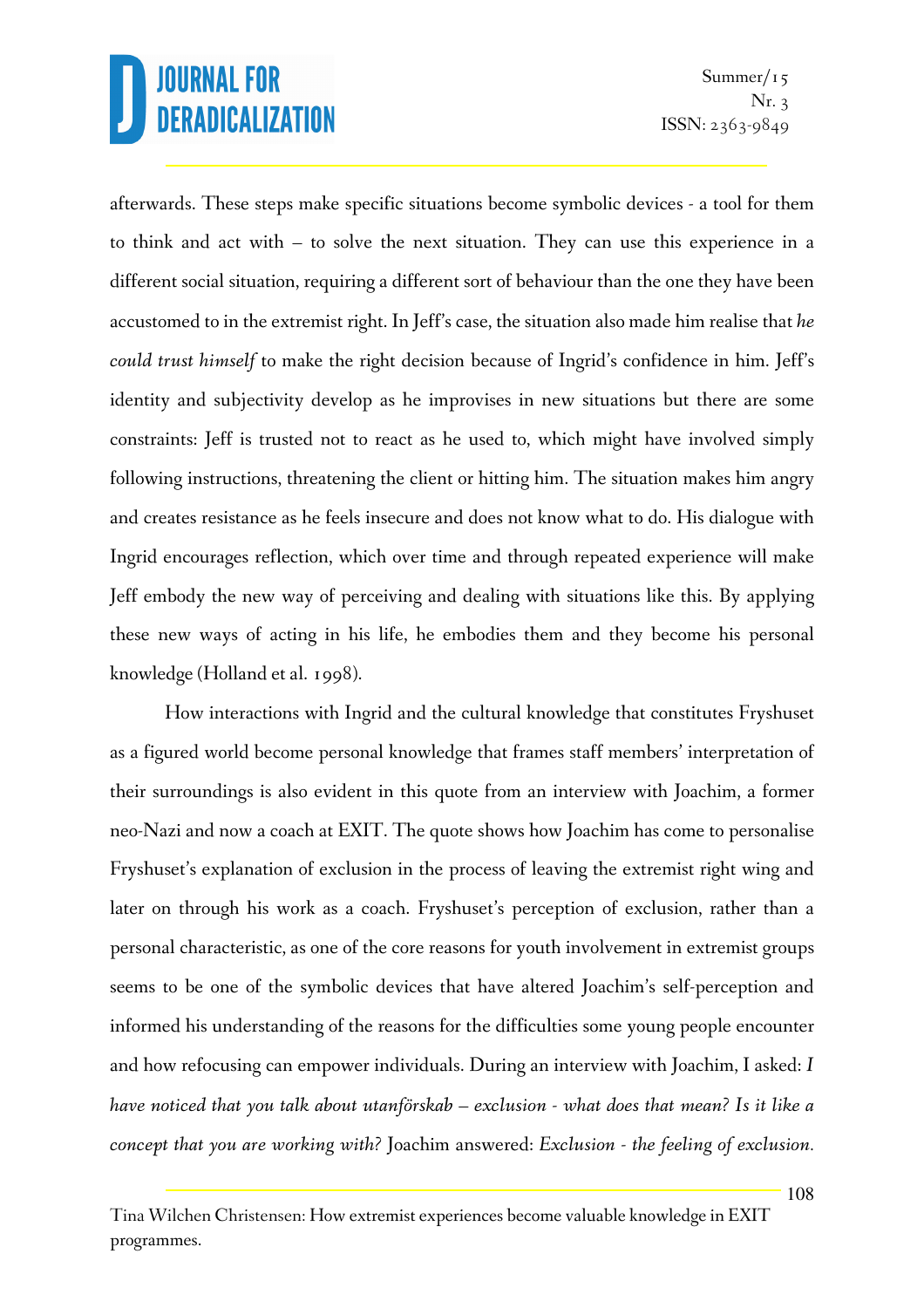afterwards. These steps make specific situations become symbolic devices - a tool for them to think and act with – to solve the next situation. They can use this experience in a different social situation, requiring a different sort of behaviour than the one they have been accustomed to in the extremist right. In Jeff's case, the situation also made him realise that *he could trust himself* to make the right decision because of Ingrid's confidence in him. Jeff's identity and subjectivity develop as he improvises in new situations but there are some constraints: Jeff is trusted not to react as he used to, which might have involved simply following instructions, threatening the client or hitting him. The situation makes him angry and creates resistance as he feels insecure and does not know what to do. His dialogue with Ingrid encourages reflection, which over time and through repeated experience will make Jeff embody the new way of perceiving and dealing with situations like this. By applying these new ways of acting in his life, he embodies them and they become his personal knowledge (Holland et al. 1998).

How interactions with Ingrid and the cultural knowledge that constitutes Fryshuset as a figured world become personal knowledge that frames staff members' interpretation of their surroundings is also evident in this quote from an interview with Joachim, a former neo-Nazi and now a coach at EXIT. The quote shows how Joachim has come to personalise Fryshuset's explanation of exclusion in the process of leaving the extremist right wing and later on through his work as a coach. Fryshuset's perception of exclusion, rather than a personal characteristic, as one of the core reasons for youth involvement in extremist groups seems to be one of the symbolic devices that have altered Joachim's self-perception and informed his understanding of the reasons for the difficulties some young people encounter and how refocusing can empower individuals. During an interview with Joachim, I asked: *I have noticed that you talk about utanförskab – exclusion - what does that mean? Is it like a concept that you are working with?* Joachim answered: *Exclusion - the feeling of exclusion.*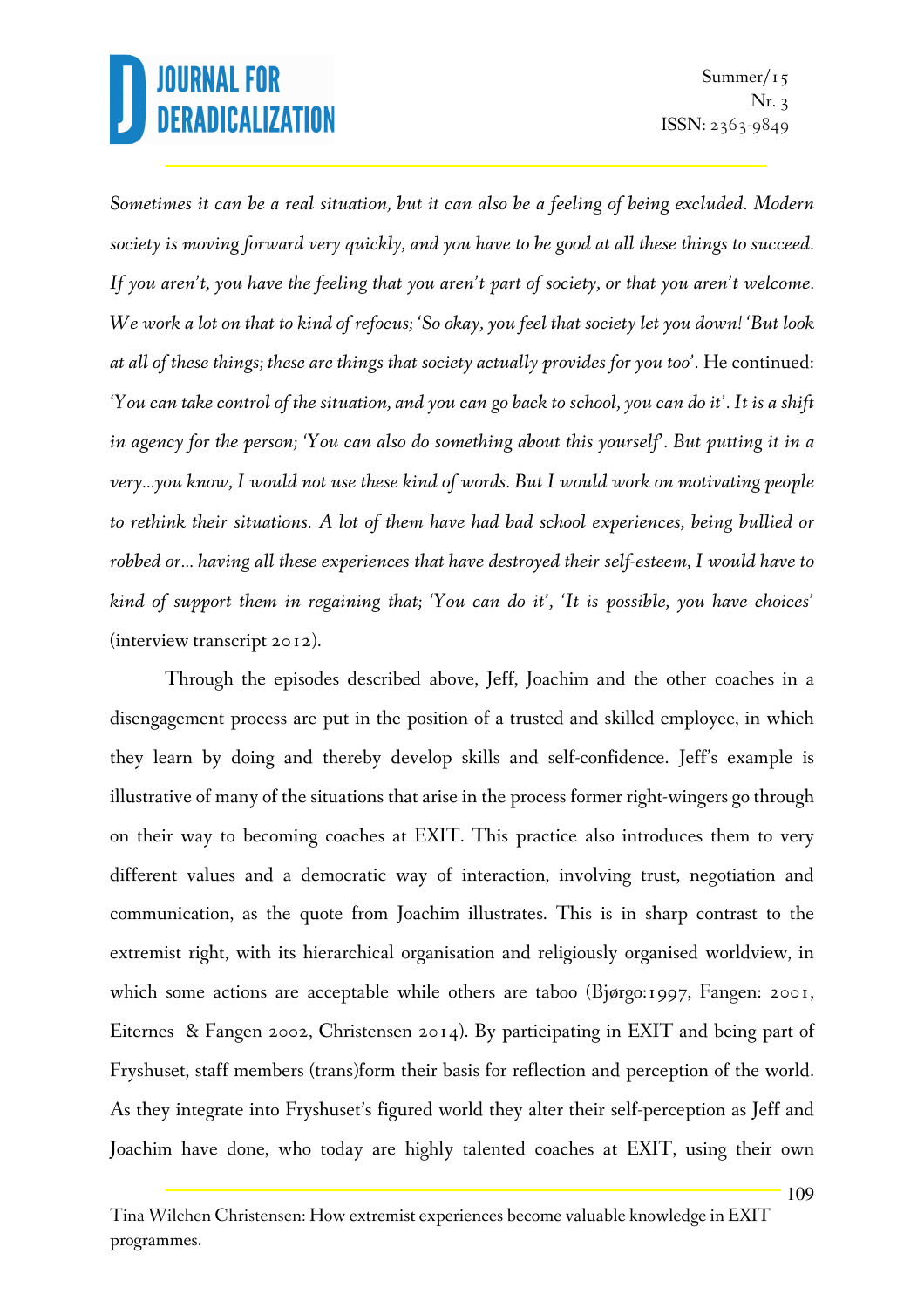*Sometimes it can be a real situation, but it can also be a feeling of being excluded. Modern society is moving forward very quickly, and you have to be good at all these things to succeed. If you aren't, you have the feeling that you aren't part of society, or that you aren't welcome. We work a lot on that to kind of refocus; 'So okay, you feel that society let you down! 'But look at all of these things; these are things that society actually provides for you too'.* He continued: *'You can take control of the situation, and you can go back to school, you can do it'. It is a shift in agency for the person; 'You can also do something about this yourself'. But putting it in a very…you know, I would not use these kind of words. But I would work on motivating people to rethink their situations. A lot of them have had bad school experiences, being bullied or robbed or… having all these experiences that have destroyed their self-esteem, I would have to kind of support them in regaining that; 'You can do it', 'It is possible, you have choices'* (interview transcript 2012).

Through the episodes described above, Jeff, Joachim and the other coaches in a disengagement process are put in the position of a trusted and skilled employee, in which they learn by doing and thereby develop skills and self-confidence. Jeff's example is illustrative of many of the situations that arise in the process former right-wingers go through on their way to becoming coaches at EXIT. This practice also introduces them to very different values and a democratic way of interaction, involving trust, negotiation and communication, as the quote from Joachim illustrates. This is in sharp contrast to the extremist right, with its hierarchical organisation and religiously organised worldview, in which some actions are acceptable while others are taboo (Bjørgo:1997, Fangen: 2001, Eiternes & Fangen 2002, Christensen 2014). By participating in EXIT and being part of Fryshuset, staff members (trans)form their basis for reflection and perception of the world. As they integrate into Fryshuset's figured world they alter their self-perception as Jeff and Joachim have done, who today are highly talented coaches at EXIT, using their own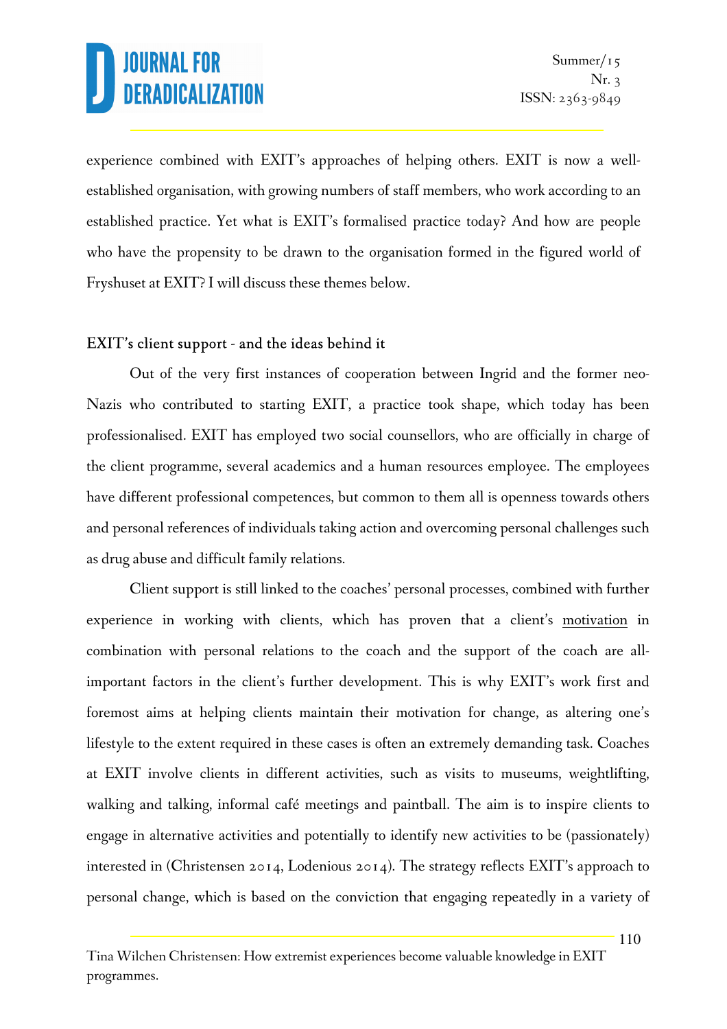experience combined with EXIT's approaches of helping others. EXIT is now a well-established organisation, with growing numbers of staff members, who work according to an established practice. Yet what is EXIT's formalised practice today? And how are people who have the propensity to be drawn to the organisation formed in the figured world of Fryshuset at EXIT? I will discuss these themes below.

## EXIT's client support - and the ideas behind it

Out of the very first instances of cooperation between Ingrid and the former neo-Nazis who contributed to starting EXIT, a practice took shape, which today has been professionalised. EXIT has employed two social counsellors, who are officially in charge of the client programme, several academics and a human resources employee. The employees have different professional competences, but common to them all is openness towards others and personal references of individuals taking action and overcoming personal challenges such as drug abuse and difficult family relations.

Client support is still linked to the coaches' personal processes, combined with further experience in working with clients, which has proven that a client's <u>motivation</u> in combination with personal relations to the coach and the support of the coach are all-important factors in the client's further development. This is why EXIT's work first and foremost aims at helping clients maintain their motivation for change, as altering one's lifestyle to the extent required in these cases is often an extremely demanding task. Coaches at EXIT involve clients in different activities, such as visits to museums, weightlifting, walking and talking, informal café meetings and paintball. The aim is to inspire clients to engage in alternative activities and potentially to identify new activities to be (passionately) interested in (Christensen 2014, Lodenious 2014). The strategy reflects EXIT's approach to personal change, which is based on the conviction that engaging repeatedly in a variety of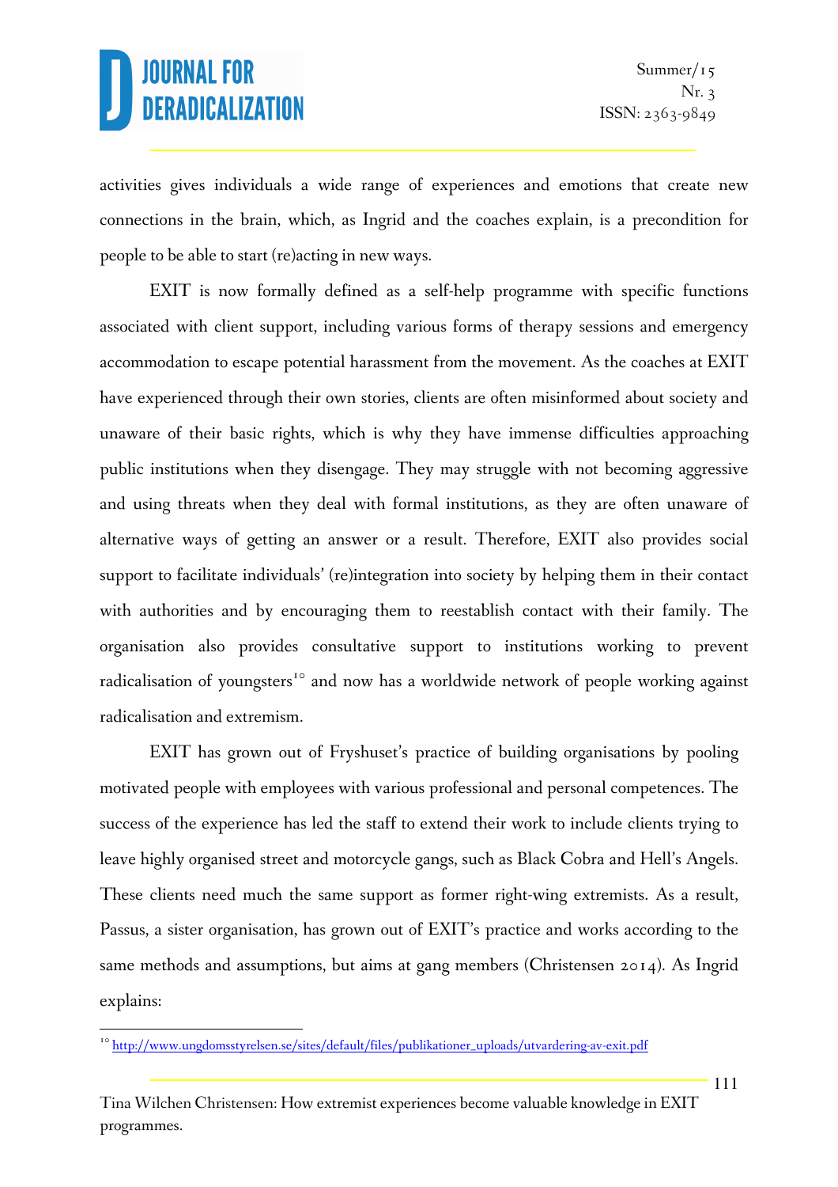activities gives individuals a wide range of experiences and emotions that create new connections in the brain, which, as Ingrid and the coaches explain, is a precondition for people to be able to start (re)acting in new ways.

EXIT is now formally defined as a self-help programme with specific functions associated with client support, including various forms of therapy sessions and emergency accommodation to escape potential harassment from the movement. As the coaches at EXIT have experienced through their own stories, clients are often misinformed about society and unaware of their basic rights, which is why they have immense difficulties approaching public institutions when they disengage. They may struggle with not becoming aggressive and using threats when they deal with formal institutions, as they are often unaware of alternative ways of getting an answer or a result. Therefore, EXIT also provides social support to facilitate individuals' (re)integration into society by helping them in their contact with authorities and by encouraging them to reestablish contact with their family. The organisation also provides consultative support to institutions working to prevent radicalisation of youngsters[10] and now has a worldwide network of people working against radicalisation and extremism.

EXIT has grown out of Fryshuset's practice of building organisations by pooling motivated people with employees with various professional and personal competences. The success of the experience has led the staff to extend their work to include clients trying to leave highly organised street and motorcycle gangs, such as Black Cobra and Hell's Angels. These clients need much the same support as former right-wing extremists. As a result, Passus, a sister organisation, has grown out of EXIT's practice and works according to the same methods and assumptions, but aims at gang members (Christensen 2014). As Ingrid explains:

[10] http://www.ungdomsstyrelsen.se/sites/default/files/publikationer_uploads/utvardering-av-exit.pdf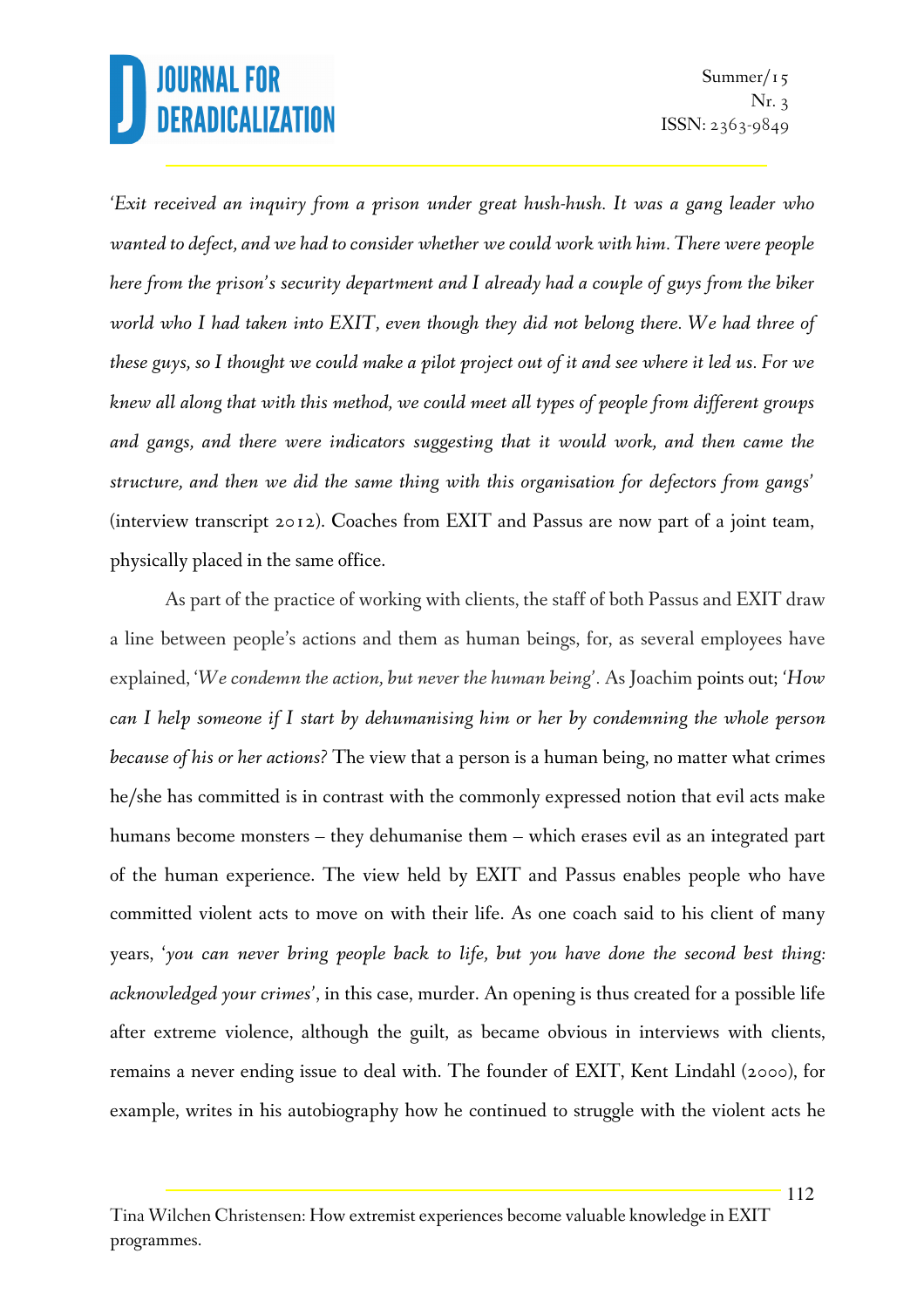*'Exit received an inquiry from a prison under great hush-hush. It was a gang leader who wanted to defect, and we had to consider whether we could work with him. There were people here from the prison's security department and I already had a couple of guys from the biker world who I had taken into EXIT, even though they did not belong there. We had three of these guys, so I thought we could make a pilot project out of it and see where it led us. For we knew all along that with this method, we could meet all types of people from different groups and gangs, and there were indicators suggesting that it would work, and then came the structure, and then we did the same thing with this organisation for defectors from gangs'* (interview transcript 2012). Coaches from EXIT and Passus are now part of a joint team, physically placed in the same office.

As part of the practice of working with clients, the staff of both Passus and EXIT draw a line between people's actions and them as human beings, for, as several employees have explained, '*We condemn the action, but never the human being*'. As Joachim points out; *'How can I help someone if I start by dehumanising him or her by condemning the whole person because of his or her actions?* The view that a person is a human being, no matter what crimes he/she has committed is in contrast with the commonly expressed notion that evil acts make humans become monsters – they dehumanise them – which erases evil as an integrated part of the human experience. The view held by EXIT and Passus enables people who have committed violent acts to move on with their life. As one coach said to his client of many years, '*you can never bring people back to life, but you have done the second best thing: acknowledged your crimes*', in this case, murder. An opening is thus created for a possible life after extreme violence, although the guilt, as became obvious in interviews with clients, remains a never ending issue to deal with. The founder of EXIT, Kent Lindahl (2000), for example, writes in his autobiography how he continued to struggle with the violent acts he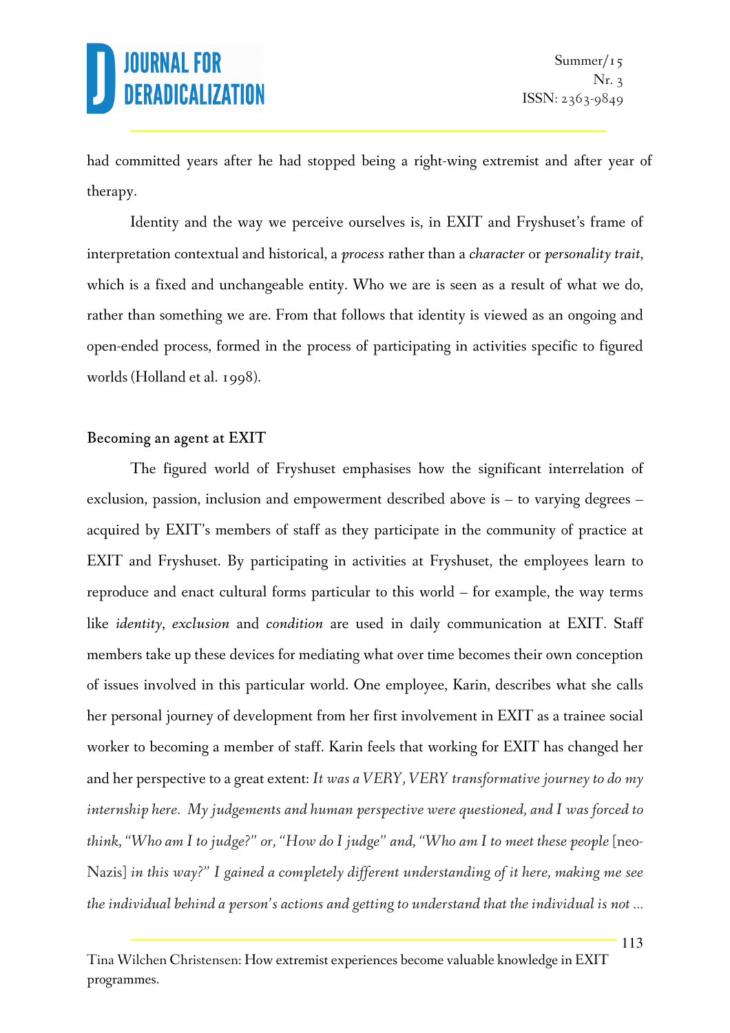had committed years after he had stopped being a right-wing extremist and after year of therapy.

Identity and the way we perceive ourselves is, in EXIT and Fryshuset's frame of interpretation contextual and historical, a *process* rather than a *character* or *personality trait*, which is a fixed and unchangeable entity. Who we are is seen as a result of what we do, rather than something we are. From that follows that identity is viewed as an ongoing and open-ended process, formed in the process of participating in activities specific to figured worlds (Holland et al. 1998).

## Becoming an agent at EXIT

The figured world of Fryshuset emphasises how the significant interrelation of exclusion, passion, inclusion and empowerment described above is – to varying degrees – acquired by EXIT's members of staff as they participate in the community of practice at EXIT and Fryshuset. By participating in activities at Fryshuset, the employees learn to reproduce and enact cultural forms particular to this world – for example, the way terms like *identity*, *exclusion* and *condition* are used in daily communication at EXIT. Staff members take up these devices for mediating what over time becomes their own conception of issues involved in this particular world. One employee, Karin, describes what she calls her personal journey of development from her first involvement in EXIT as a trainee social worker to becoming a member of staff. Karin feels that working for EXIT has changed her and her perspective to a great extent: *It was a VERY, VERY transformative journey to do my internship here. My judgements and human perspective were questioned, and I was forced to think, "Who am I to judge?" or, "How do I judge" and, "Who am I to meet these people* [neo-Nazis] *in this way?" I gained a completely different understanding of it here, making me see the individual behind a person's actions and getting to understand that the individual is not ...*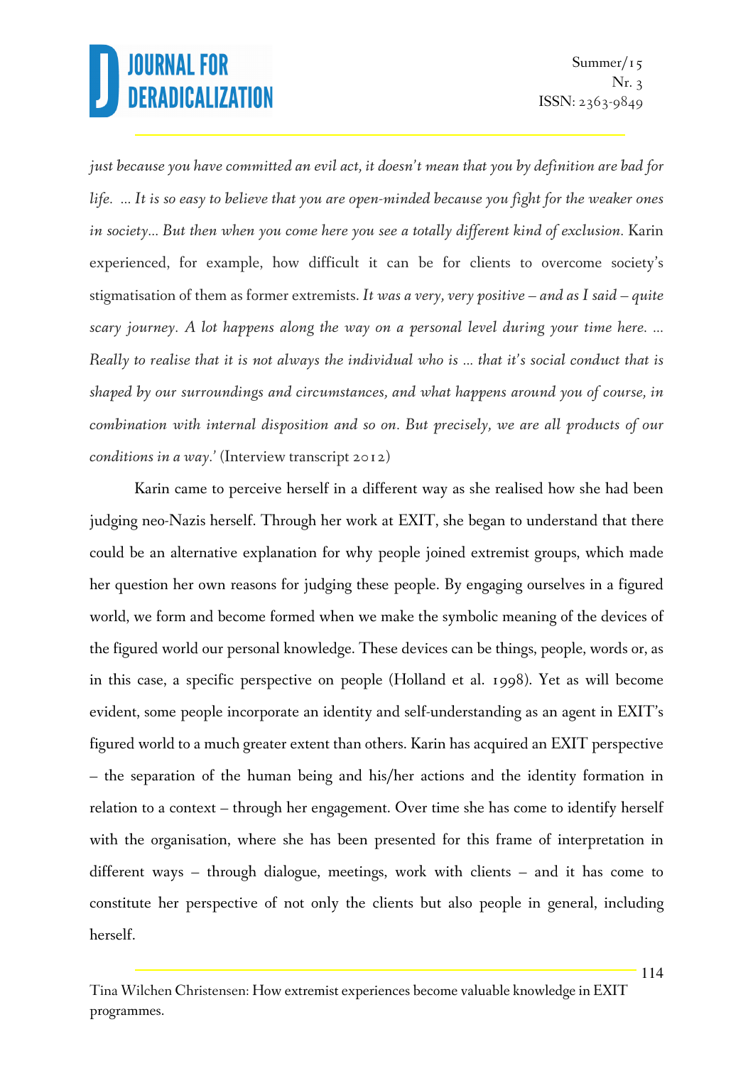*just because you have committed an evil act, it doesn't mean that you by definition are bad for life. ... It is so easy to believe that you are open-minded because you fight for the weaker ones in society... But then when you come here you see a totally different kind of exclusion.* Karin experienced, for example, how difficult it can be for clients to overcome society's stigmatisation of them as former extremists. *It was a very, very positive – and as I said – quite scary journey. A lot happens along the way on a personal level during your time here. ... Really to realise that it is not always the individual who is ... that it's social conduct that is shaped by our surroundings and circumstances, and what happens around you of course, in combination with internal disposition and so on. But precisely, we are all products of our conditions in a way.'* (Interview transcript 2012)

Karin came to perceive herself in a different way as she realised how she had been judging neo-Nazis herself. Through her work at EXIT, she began to understand that there could be an alternative explanation for why people joined extremist groups, which made her question her own reasons for judging these people. By engaging ourselves in a figured world, we form and become formed when we make the symbolic meaning of the devices of the figured world our personal knowledge. These devices can be things, people, words or, as in this case, a specific perspective on people (Holland et al. 1998). Yet as will become evident, some people incorporate an identity and self-understanding as an agent in EXIT's figured world to a much greater extent than others. Karin has acquired an EXIT perspective – the separation of the human being and his/her actions and the identity formation in relation to a context – through her engagement. Over time she has come to identify herself with the organisation, where she has been presented for this frame of interpretation in different ways – through dialogue, meetings, work with clients – and it has come to constitute her perspective of not only the clients but also people in general, including herself.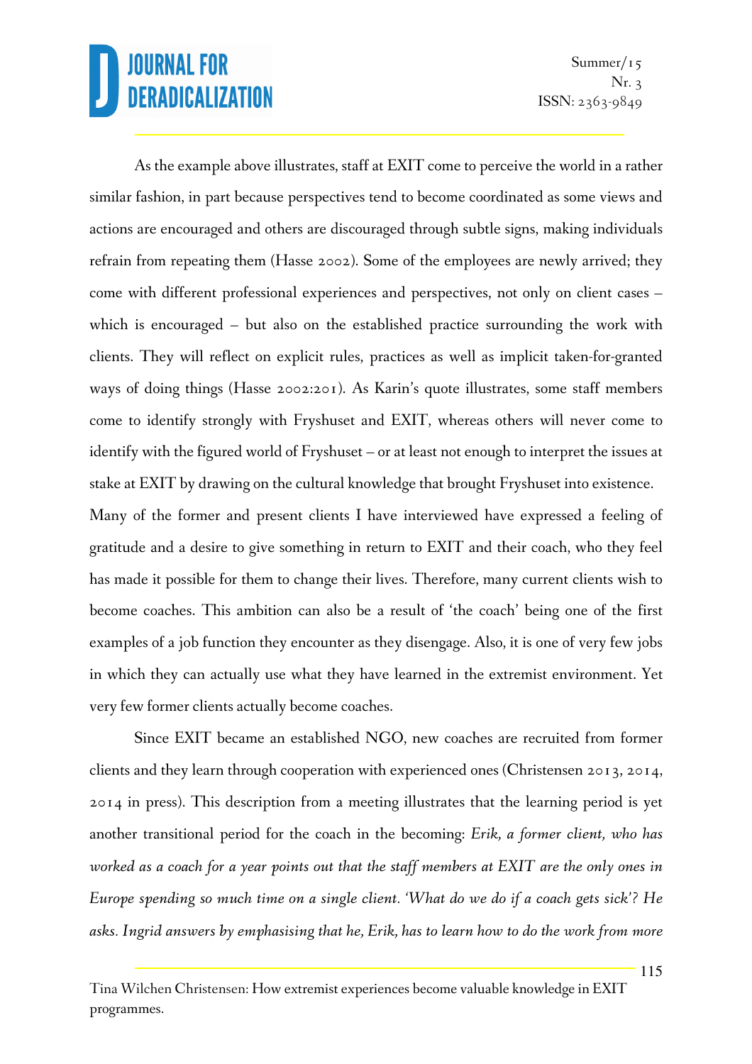As the example above illustrates, staff at EXIT come to perceive the world in a rather similar fashion, in part because perspectives tend to become coordinated as some views and actions are encouraged and others are discouraged through subtle signs, making individuals refrain from repeating them (Hasse 2002). Some of the employees are newly arrived; they come with different professional experiences and perspectives, not only on client cases – which is encouraged – but also on the established practice surrounding the work with clients. They will reflect on explicit rules, practices as well as implicit taken-for-granted ways of doing things (Hasse 2002:201). As Karin's quote illustrates, some staff members come to identify strongly with Fryshuset and EXIT, whereas others will never come to identify with the figured world of Fryshuset – or at least not enough to interpret the issues at stake at EXIT by drawing on the cultural knowledge that brought Fryshuset into existence.

Many of the former and present clients I have interviewed have expressed a feeling of gratitude and a desire to give something in return to EXIT and their coach, who they feel has made it possible for them to change their lives. Therefore, many current clients wish to become coaches. This ambition can also be a result of 'the coach' being one of the first examples of a job function they encounter as they disengage. Also, it is one of very few jobs in which they can actually use what they have learned in the extremist environment. Yet very few former clients actually become coaches.

Since EXIT became an established NGO, new coaches are recruited from former clients and they learn through cooperation with experienced ones (Christensen 2013, 2014, 2014 in press). This description from a meeting illustrates that the learning period is yet another transitional period for the coach in the becoming: *Erik, a former client, who has worked as a coach for a year points out that the staff members at EXIT are the only ones in Europe spending so much time on a single client. 'What do we do if a coach gets sick'? He asks. Ingrid answers by emphasising that he, Erik, has to learn how to do the work from more*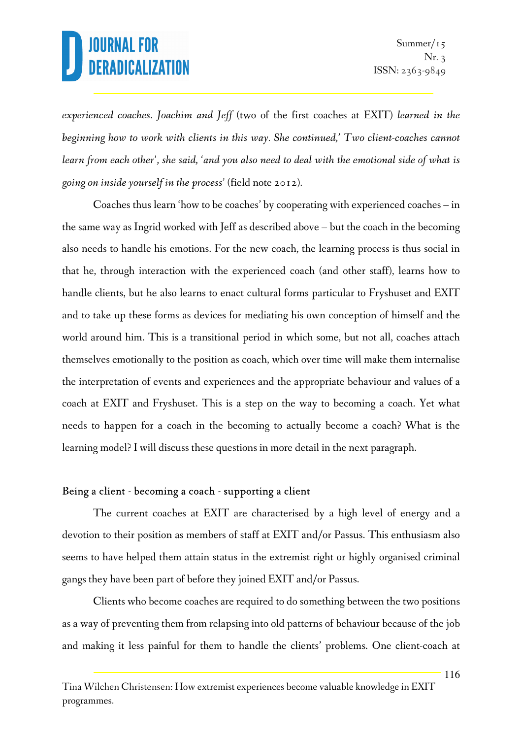*experienced coaches. Joachim and Jeff* (two of the first coaches at EXIT) *learned in the beginning how to work with clients in this way. She continued,' Two client-coaches cannot learn from each other', she said, 'and you also need to deal with the emotional side of what is going on inside yourself in the process'* (field note 2012).

Coaches thus learn 'how to be coaches' by cooperating with experienced coaches – in the same way as Ingrid worked with Jeff as described above – but the coach in the becoming also needs to handle his emotions. For the new coach, the learning process is thus social in that he, through interaction with the experienced coach (and other staff), learns how to handle clients, but he also learns to enact cultural forms particular to Fryshuset and EXIT and to take up these forms as devices for mediating his own conception of himself and the world around him. This is a transitional period in which some, but not all, coaches attach themselves emotionally to the position as coach, which over time will make them internalise the interpretation of events and experiences and the appropriate behaviour and values of a coach at EXIT and Fryshuset. This is a step on the way to becoming a coach. Yet what needs to happen for a coach in the becoming to actually become a coach? What is the learning model? I will discuss these questions in more detail in the next paragraph.

### Being a client - becoming a coach - supporting a client

The current coaches at EXIT are characterised by a high level of energy and a devotion to their position as members of staff at EXIT and/or Passus. This enthusiasm also seems to have helped them attain status in the extremist right or highly organised criminal gangs they have been part of before they joined EXIT and/or Passus.

Clients who become coaches are required to do something between the two positions as a way of preventing them from relapsing into old patterns of behaviour because of the job and making it less painful for them to handle the clients' problems. One client-coach at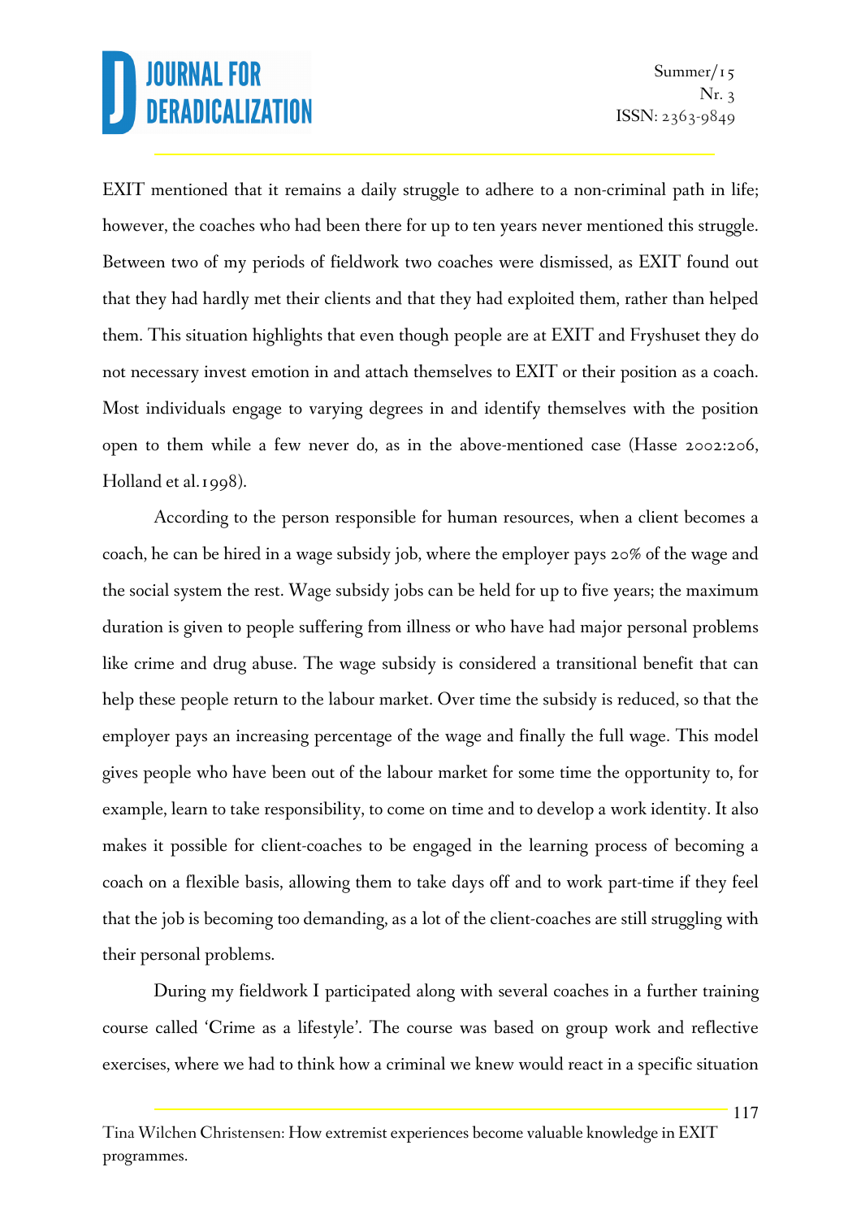EXIT mentioned that it remains a daily struggle to adhere to a non-criminal path in life; however, the coaches who had been there for up to ten years never mentioned this struggle. Between two of my periods of fieldwork two coaches were dismissed, as EXIT found out that they had hardly met their clients and that they had exploited them, rather than helped them. This situation highlights that even though people are at EXIT and Fryshuset they do not necessary invest emotion in and attach themselves to EXIT or their position as a coach. Most individuals engage to varying degrees in and identify themselves with the position open to them while a few never do, as in the above-mentioned case (Hasse 2002:206, Holland et al.1998).

According to the person responsible for human resources, when a client becomes a coach, he can be hired in a wage subsidy job, where the employer pays 20% of the wage and the social system the rest. Wage subsidy jobs can be held for up to five years; the maximum duration is given to people suffering from illness or who have had major personal problems like crime and drug abuse. The wage subsidy is considered a transitional benefit that can help these people return to the labour market. Over time the subsidy is reduced, so that the employer pays an increasing percentage of the wage and finally the full wage. This model gives people who have been out of the labour market for some time the opportunity to, for example, learn to take responsibility, to come on time and to develop a work identity. It also makes it possible for client-coaches to be engaged in the learning process of becoming a coach on a flexible basis, allowing them to take days off and to work part-time if they feel that the job is becoming too demanding, as a lot of the client-coaches are still struggling with their personal problems.

During my fieldwork I participated along with several coaches in a further training course called 'Crime as a lifestyle'. The course was based on group work and reflective exercises, where we had to think how a criminal we knew would react in a specific situation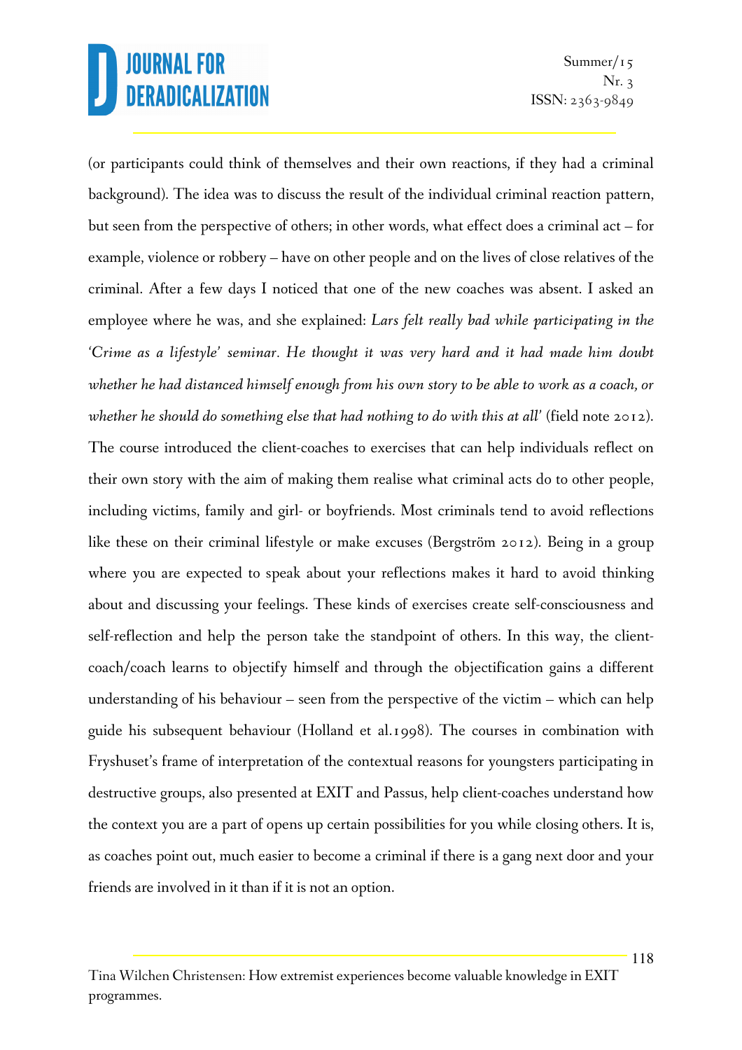(or participants could think of themselves and their own reactions, if they had a criminal background). The idea was to discuss the result of the individual criminal reaction pattern, but seen from the perspective of others; in other words, what effect does a criminal act – for example, violence or robbery – have on other people and on the lives of close relatives of the criminal. After a few days I noticed that one of the new coaches was absent. I asked an employee where he was, and she explained: *Lars felt really bad while participating in the 'Crime as a lifestyle' seminar. He thought it was very hard and it had made him doubt whether he had distanced himself enough from his own story to be able to work as a coach, or whether he should do something else that had nothing to do with this at all'* (field note 2012). The course introduced the client-coaches to exercises that can help individuals reflect on their own story with the aim of making them realise what criminal acts do to other people, including victims, family and girl- or boyfriends. Most criminals tend to avoid reflections like these on their criminal lifestyle or make excuses (Bergström 2012). Being in a group where you are expected to speak about your reflections makes it hard to avoid thinking about and discussing your feelings. These kinds of exercises create self-consciousness and self-reflection and help the person take the standpoint of others. In this way, the client-coach/coach learns to objectify himself and through the objectification gains a different understanding of his behaviour – seen from the perspective of the victim – which can help guide his subsequent behaviour (Holland et al.1998). The courses in combination with Fryshuset's frame of interpretation of the contextual reasons for youngsters participating in destructive groups, also presented at EXIT and Passus, help client-coaches understand how the context you are a part of opens up certain possibilities for you while closing others. It is, as coaches point out, much easier to become a criminal if there is a gang next door and your friends are involved in it than if it is not an option.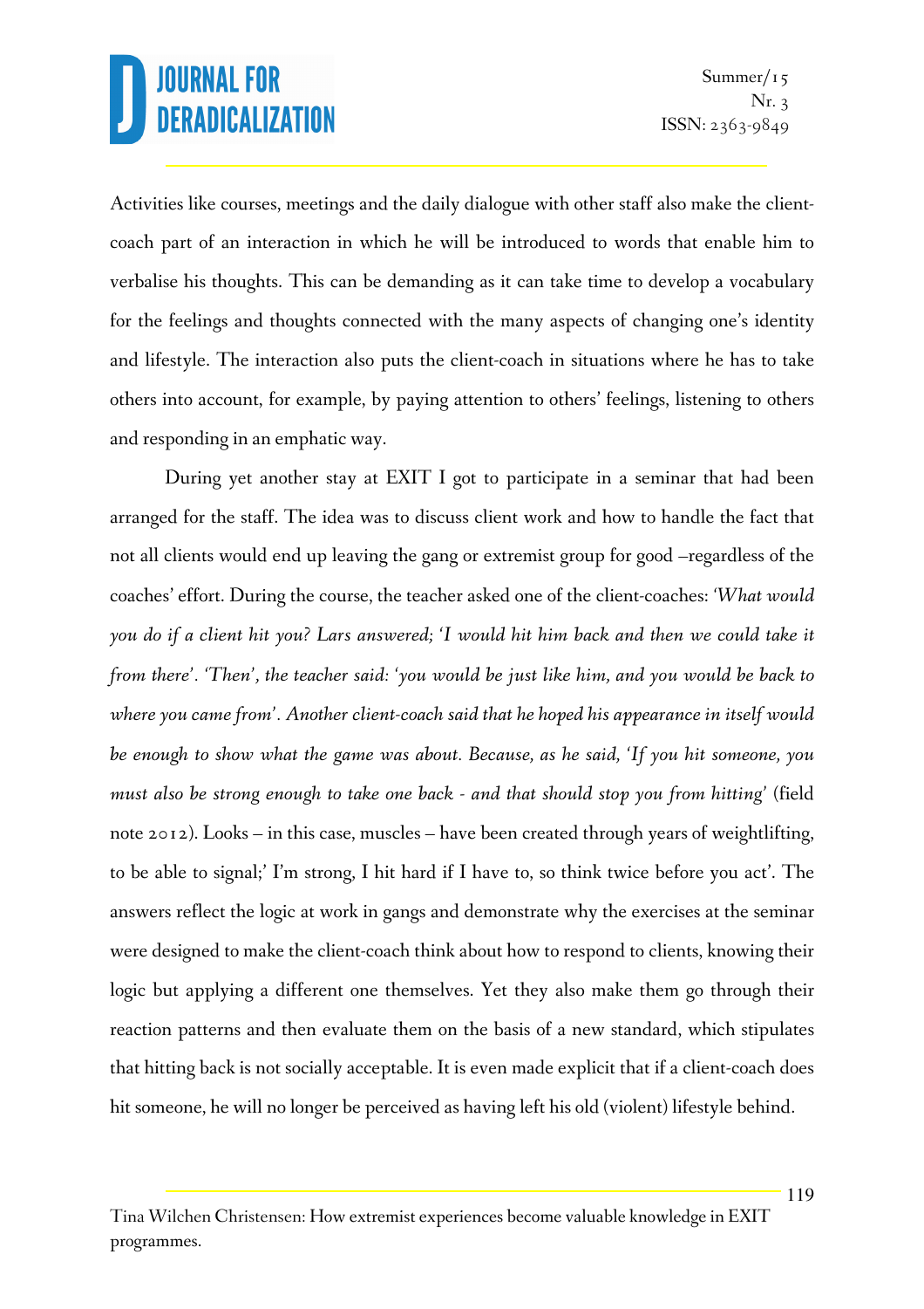Activities like courses, meetings and the daily dialogue with other staff also make the client-coach part of an interaction in which he will be introduced to words that enable him to verbalise his thoughts. This can be demanding as it can take time to develop a vocabulary for the feelings and thoughts connected with the many aspects of changing one's identity and lifestyle. The interaction also puts the client-coach in situations where he has to take others into account, for example, by paying attention to others' feelings, listening to others and responding in an emphatic way.

During yet another stay at EXIT I got to participate in a seminar that had been arranged for the staff. The idea was to discuss client work and how to handle the fact that not all clients would end up leaving the gang or extremist group for good –regardless of the coaches' effort. During the course, the teacher asked one of the client-coaches: *'What would you do if a client hit you? Lars answered; 'I would hit him back and then we could take it from there'. 'Then', the teacher said: 'you would be just like him, and you would be back to where you came from'. Another client-coach said that he hoped his appearance in itself would be enough to show what the game was about. Because, as he said, 'If you hit someone, you must also be strong enough to take one back - and that should stop you from hitting'* (field note 2012). Looks – in this case, muscles – have been created through years of weightlifting, to be able to signal;' I'm strong, I hit hard if I have to, so think twice before you act'. The answers reflect the logic at work in gangs and demonstrate why the exercises at the seminar were designed to make the client-coach think about how to respond to clients, knowing their logic but applying a different one themselves. Yet they also make them go through their reaction patterns and then evaluate them on the basis of a new standard, which stipulates that hitting back is not socially acceptable. It is even made explicit that if a client-coach does hit someone, he will no longer be perceived as having left his old (violent) lifestyle behind.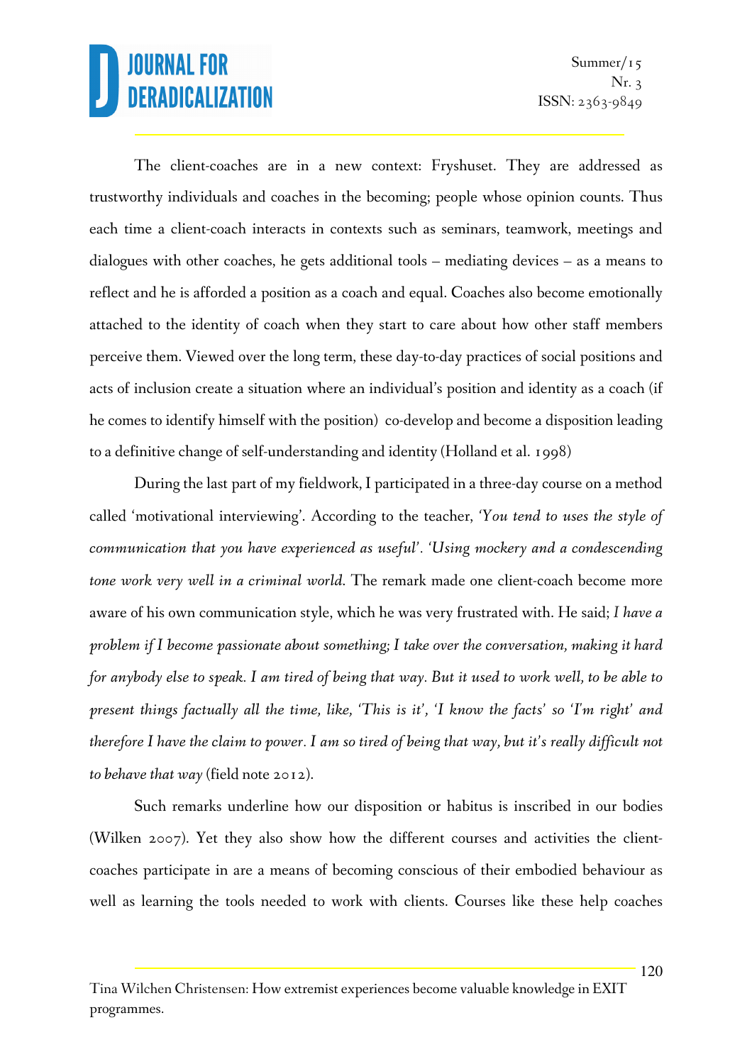The client-coaches are in a new context: Fryshuset. They are addressed as trustworthy individuals and coaches in the becoming; people whose opinion counts. Thus each time a client-coach interacts in contexts such as seminars, teamwork, meetings and dialogues with other coaches, he gets additional tools – mediating devices – as a means to reflect and he is afforded a position as a coach and equal. Coaches also become emotionally attached to the identity of coach when they start to care about how other staff members perceive them. Viewed over the long term, these day-to-day practices of social positions and acts of inclusion create a situation where an individual's position and identity as a coach (if he comes to identify himself with the position) co-develop and become a disposition leading to a definitive change of self-understanding and identity (Holland et al. 1998)

During the last part of my fieldwork, I participated in a three-day course on a method called 'motivational interviewing'. According to the teacher, *'You tend to uses the style of communication that you have experienced as useful'. 'Using mockery and a condescending tone work very well in a criminal world.* The remark made one client-coach become more aware of his own communication style, which he was very frustrated with. He said; *I have a problem if I become passionate about something; I take over the conversation, making it hard for anybody else to speak. I am tired of being that way. But it used to work well, to be able to present things factually all the time, like, 'This is it', 'I know the facts' so 'I'm right' and therefore I have the claim to power. I am so tired of being that way, but it's really difficult not to behave that way* (field note 2012).

Such remarks underline how our disposition or habitus is inscribed in our bodies (Wilken 2007). Yet they also show how the different courses and activities the client-coaches participate in are a means of becoming conscious of their embodied behaviour as well as learning the tools needed to work with clients. Courses like these help coaches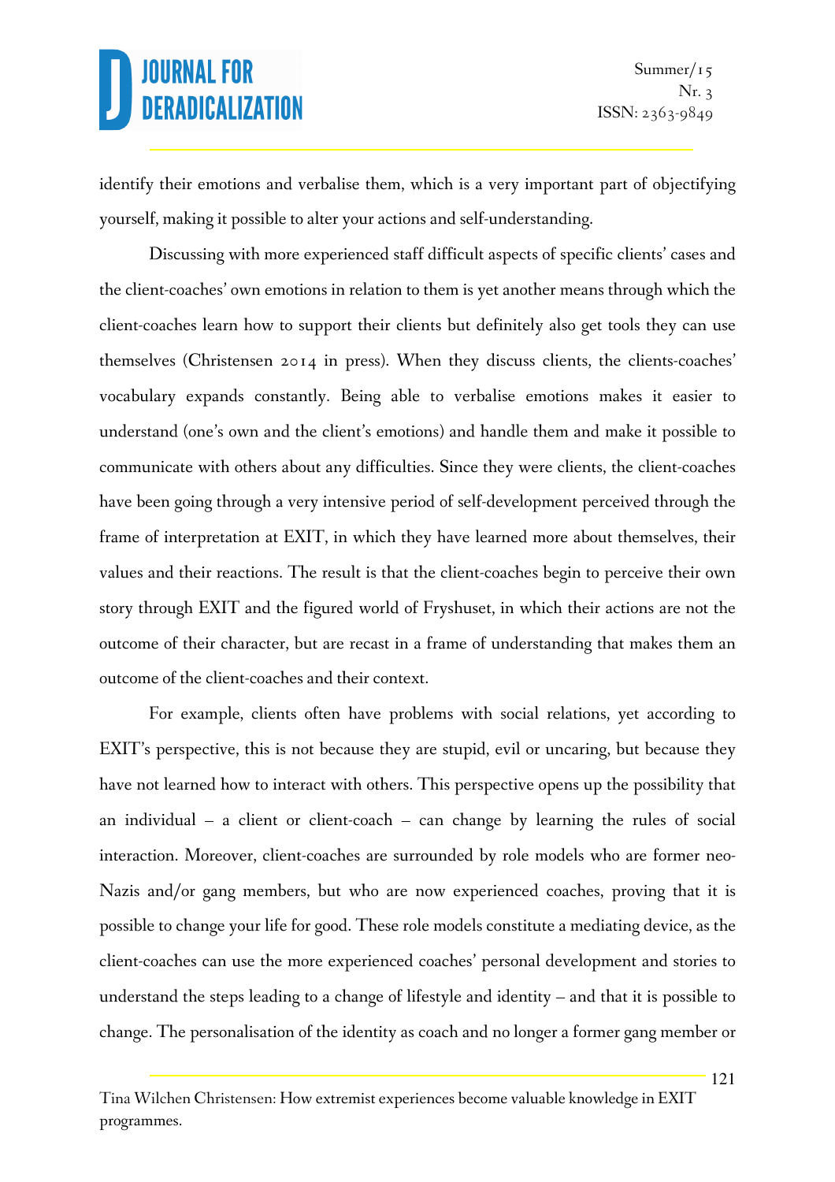identify their emotions and verbalise them, which is a very important part of objectifying yourself, making it possible to alter your actions and self-understanding.

Discussing with more experienced staff difficult aspects of specific clients' cases and the client-coaches' own emotions in relation to them is yet another means through which the client-coaches learn how to support their clients but definitely also get tools they can use themselves (Christensen 2014 in press). When they discuss clients, the clients-coaches' vocabulary expands constantly. Being able to verbalise emotions makes it easier to understand (one's own and the client's emotions) and handle them and make it possible to communicate with others about any difficulties. Since they were clients, the client-coaches have been going through a very intensive period of self-development perceived through the frame of interpretation at EXIT, in which they have learned more about themselves, their values and their reactions. The result is that the client-coaches begin to perceive their own story through EXIT and the figured world of Fryshuset, in which their actions are not the outcome of their character, but are recast in a frame of understanding that makes them an outcome of the client-coaches and their context.

For example, clients often have problems with social relations, yet according to EXIT's perspective, this is not because they are stupid, evil or uncaring, but because they have not learned how to interact with others. This perspective opens up the possibility that an individual – a client or client-coach – can change by learning the rules of social interaction. Moreover, client-coaches are surrounded by role models who are former neo-Nazis and/or gang members, but who are now experienced coaches, proving that it is possible to change your life for good. These role models constitute a mediating device, as the client-coaches can use the more experienced coaches' personal development and stories to understand the steps leading to a change of lifestyle and identity – and that it is possible to change. The personalisation of the identity as coach and no longer a former gang member or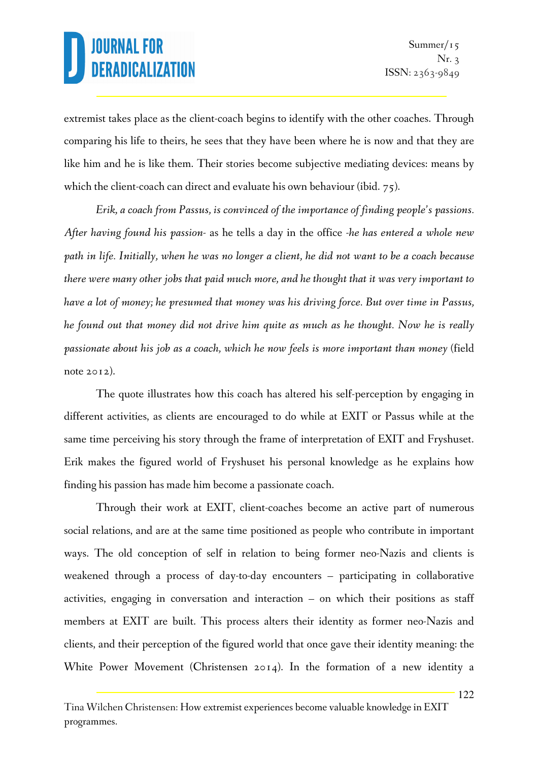extremist takes place as the client-coach begins to identify with the other coaches. Through comparing his life to theirs, he sees that they have been where he is now and that they are like him and he is like them. Their stories become subjective mediating devices: means by which the client-coach can direct and evaluate his own behaviour (ibid. 75).

*Erik, a coach from Passus, is convinced of the importance of finding people's passions. After having found his passion-* as he tells a day in the office *-he has entered a whole new path in life. Initially, when he was no longer a client, he did not want to be a coach because there were many other jobs that paid much more, and he thought that it was very important to have a lot of money; he presumed that money was his driving force. But over time in Passus, he found out that money did not drive him quite as much as he thought. Now he is really passionate about his job as a coach, which he now feels is more important than money* (field note 2012).

The quote illustrates how this coach has altered his self-perception by engaging in different activities, as clients are encouraged to do while at EXIT or Passus while at the same time perceiving his story through the frame of interpretation of EXIT and Fryshuset. Erik makes the figured world of Fryshuset his personal knowledge as he explains how finding his passion has made him become a passionate coach.

Through their work at EXIT, client-coaches become an active part of numerous social relations, and are at the same time positioned as people who contribute in important ways. The old conception of self in relation to being former neo-Nazis and clients is weakened through a process of day-to-day encounters – participating in collaborative activities, engaging in conversation and interaction – on which their positions as staff members at EXIT are built. This process alters their identity as former neo-Nazis and clients, and their perception of the figured world that once gave their identity meaning: the White Power Movement (Christensen 2014). In the formation of a new identity a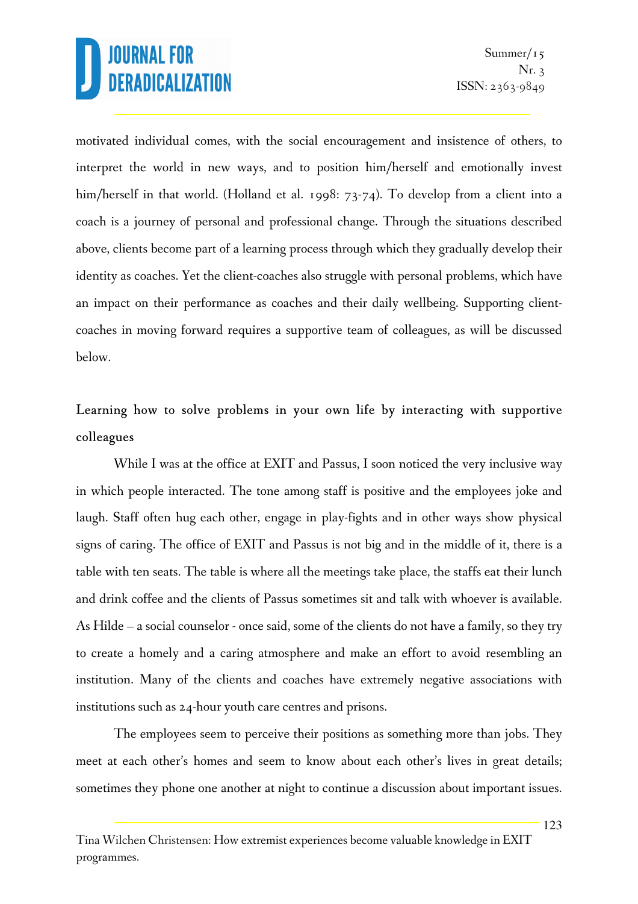motivated individual comes, with the social encouragement and insistence of others, to interpret the world in new ways, and to position him/herself and emotionally invest him/herself in that world. (Holland et al. 1998: 73-74). To develop from a client into a coach is a journey of personal and professional change. Through the situations described above, clients become part of a learning process through which they gradually develop their identity as coaches. Yet the client-coaches also struggle with personal problems, which have an impact on their performance as coaches and their daily wellbeing. Supporting client-coaches in moving forward requires a supportive team of colleagues, as will be discussed below.

## Learning how to solve problems in your own life by interacting with supportive colleagues

While I was at the office at EXIT and Passus, I soon noticed the very inclusive way in which people interacted. The tone among staff is positive and the employees joke and laugh. Staff often hug each other, engage in play-fights and in other ways show physical signs of caring. The office of EXIT and Passus is not big and in the middle of it, there is a table with ten seats. The table is where all the meetings take place, the staffs eat their lunch and drink coffee and the clients of Passus sometimes sit and talk with whoever is available. As Hilde – a social counselor - once said, some of the clients do not have a family, so they try to create a homely and a caring atmosphere and make an effort to avoid resembling an institution. Many of the clients and coaches have extremely negative associations with institutions such as 24-hour youth care centres and prisons.

The employees seem to perceive their positions as something more than jobs. They meet at each other's homes and seem to know about each other's lives in great details; sometimes they phone one another at night to continue a discussion about important issues.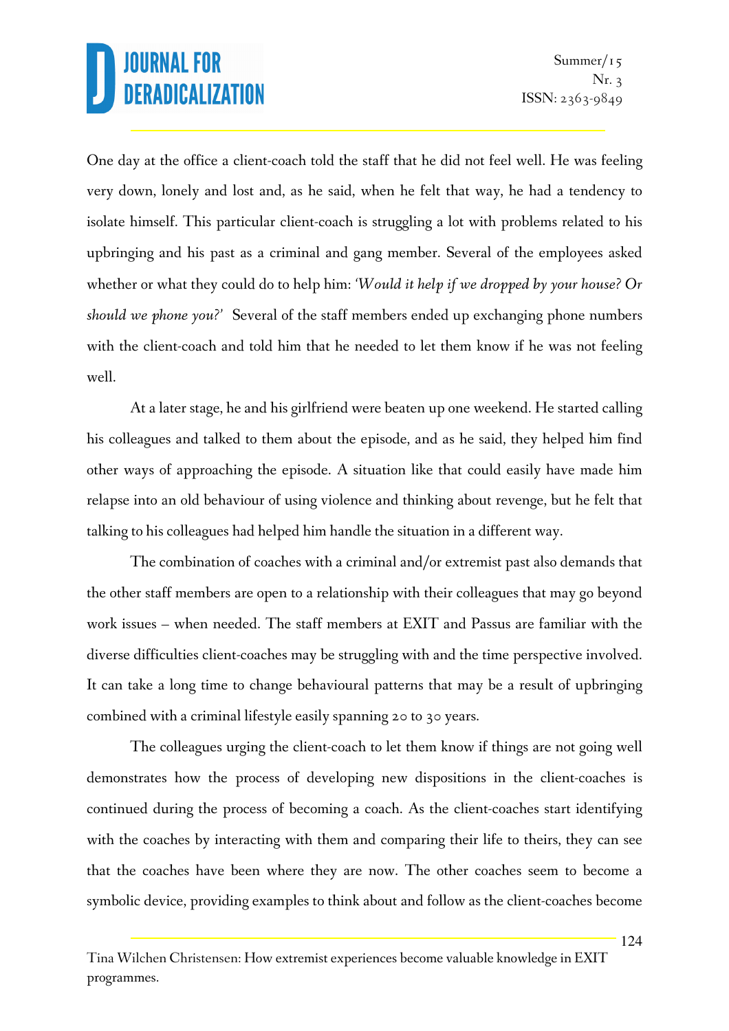One day at the office a client-coach told the staff that he did not feel well. He was feeling very down, lonely and lost and, as he said, when he felt that way, he had a tendency to isolate himself. This particular client-coach is struggling a lot with problems related to his upbringing and his past as a criminal and gang member. Several of the employees asked whether or what they could do to help him: *'Would it help if we dropped by your house? Or should we phone you?'* Several of the staff members ended up exchanging phone numbers with the client-coach and told him that he needed to let them know if he was not feeling well.

At a later stage, he and his girlfriend were beaten up one weekend. He started calling his colleagues and talked to them about the episode, and as he said, they helped him find other ways of approaching the episode. A situation like that could easily have made him relapse into an old behaviour of using violence and thinking about revenge, but he felt that talking to his colleagues had helped him handle the situation in a different way.

The combination of coaches with a criminal and/or extremist past also demands that the other staff members are open to a relationship with their colleagues that may go beyond work issues – when needed. The staff members at EXIT and Passus are familiar with the diverse difficulties client-coaches may be struggling with and the time perspective involved. It can take a long time to change behavioural patterns that may be a result of upbringing combined with a criminal lifestyle easily spanning 20 to 30 years.

The colleagues urging the client-coach to let them know if things are not going well demonstrates how the process of developing new dispositions in the client-coaches is continued during the process of becoming a coach. As the client-coaches start identifying with the coaches by interacting with them and comparing their life to theirs, they can see that the coaches have been where they are now. The other coaches seem to become a symbolic device, providing examples to think about and follow as the client-coaches become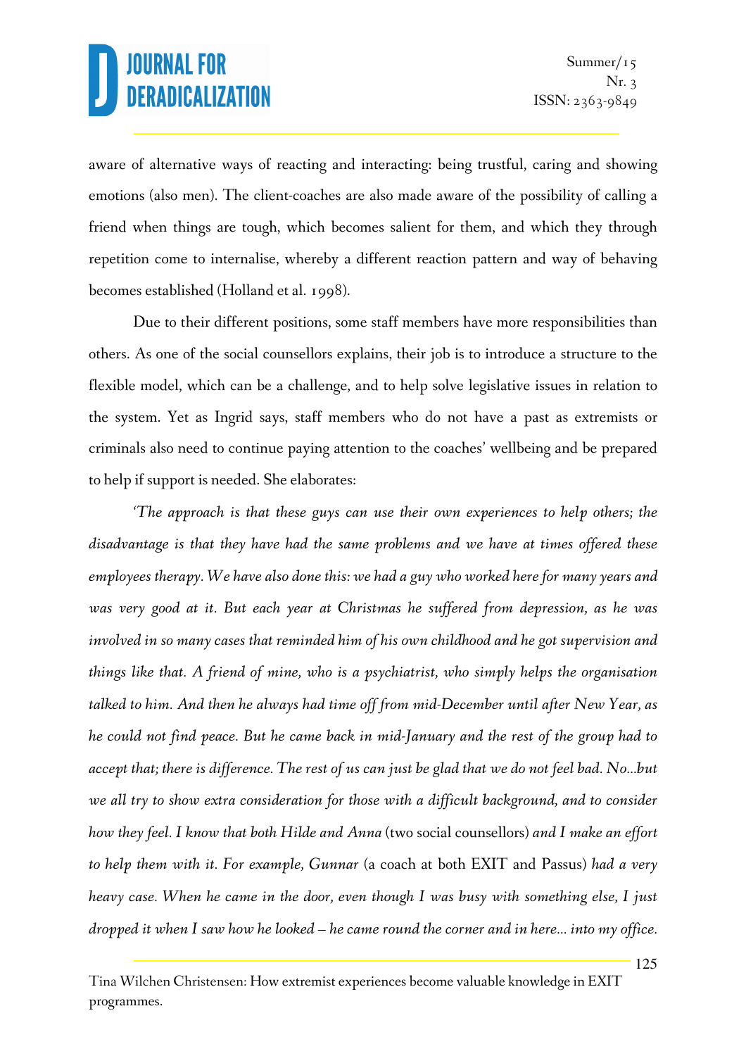aware of alternative ways of reacting and interacting: being trustful, caring and showing emotions (also men). The client-coaches are also made aware of the possibility of calling a friend when things are tough, which becomes salient for them, and which they through repetition come to internalise, whereby a different reaction pattern and way of behaving becomes established (Holland et al. 1998).

Due to their different positions, some staff members have more responsibilities than others. As one of the social counsellors explains, their job is to introduce a structure to the flexible model, which can be a challenge, and to help solve legislative issues in relation to the system. Yet as Ingrid says, staff members who do not have a past as extremists or criminals also need to continue paying attention to the coaches' wellbeing and be prepared to help if support is needed. She elaborates:

*'The approach is that these guys can use their own experiences to help others; the disadvantage is that they have had the same problems and we have at times offered these employees therapy. We have also done this: we had a guy who worked here for many years and was very good at it. But each year at Christmas he suffered from depression, as he was involved in so many cases that reminded him of his own childhood and he got supervision and things like that. A friend of mine, who is a psychiatrist, who simply helps the organisation talked to him. And then he always had time off from mid-December until after New Year, as he could not find peace. But he came back in mid-January and the rest of the group had to accept that; there is difference. The rest of us can just be glad that we do not feel bad. No…but we all try to show extra consideration for those with a difficult background, and to consider how they feel. I know that both Hilde and Anna* (two social counsellors) *and I make an effort to help them with it. For example, Gunnar* (a coach at both EXIT and Passus) *had a very heavy case. When he came in the door, even though I was busy with something else, I just dropped it when I saw how he looked – he came round the corner and in here… into my office.*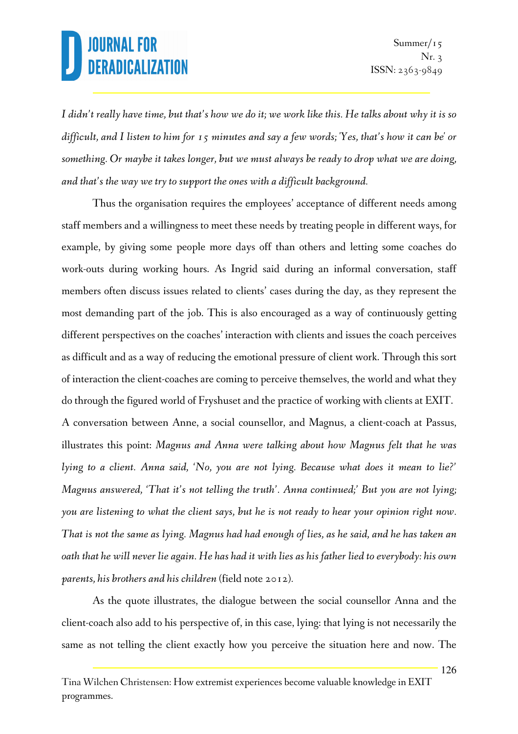*I didn't really have time, but that's how we do it; we work like this. He talks about why it is so difficult, and I listen to him for 15 minutes and say a few words; 'Yes, that's how it can be' or something. Or maybe it takes longer, but we must always be ready to drop what we are doing, and that's the way we try to support the ones with a difficult background.*

Thus the organisation requires the employees' acceptance of different needs among staff members and a willingness to meet these needs by treating people in different ways, for example, by giving some people more days off than others and letting some coaches do work-outs during working hours. As Ingrid said during an informal conversation, staff members often discuss issues related to clients' cases during the day, as they represent the most demanding part of the job. This is also encouraged as a way of continuously getting different perspectives on the coaches' interaction with clients and issues the coach perceives as difficult and as a way of reducing the emotional pressure of client work. Through this sort of interaction the client-coaches are coming to perceive themselves, the world and what they do through the figured world of Fryshuset and the practice of working with clients at EXIT. A conversation between Anne, a social counsellor, and Magnus, a client-coach at Passus, illustrates this point: *Magnus and Anna were talking about how Magnus felt that he was lying to a client. Anna said, 'No, you are not lying. Because what does it mean to lie?' Magnus answered, 'That it's not telling the truth'. Anna continued;' But you are not lying; you are listening to what the client says, but he is not ready to hear your opinion right now. That is not the same as lying. Magnus had had enough of lies, as he said, and he has taken an oath that he will never lie again. He has had it with lies as his father lied to everybody: his own parents, his brothers and his children* (field note 2012).

As the quote illustrates, the dialogue between the social counsellor Anna and the client-coach also add to his perspective of, in this case, lying: that lying is not necessarily the same as not telling the client exactly how you perceive the situation here and now. The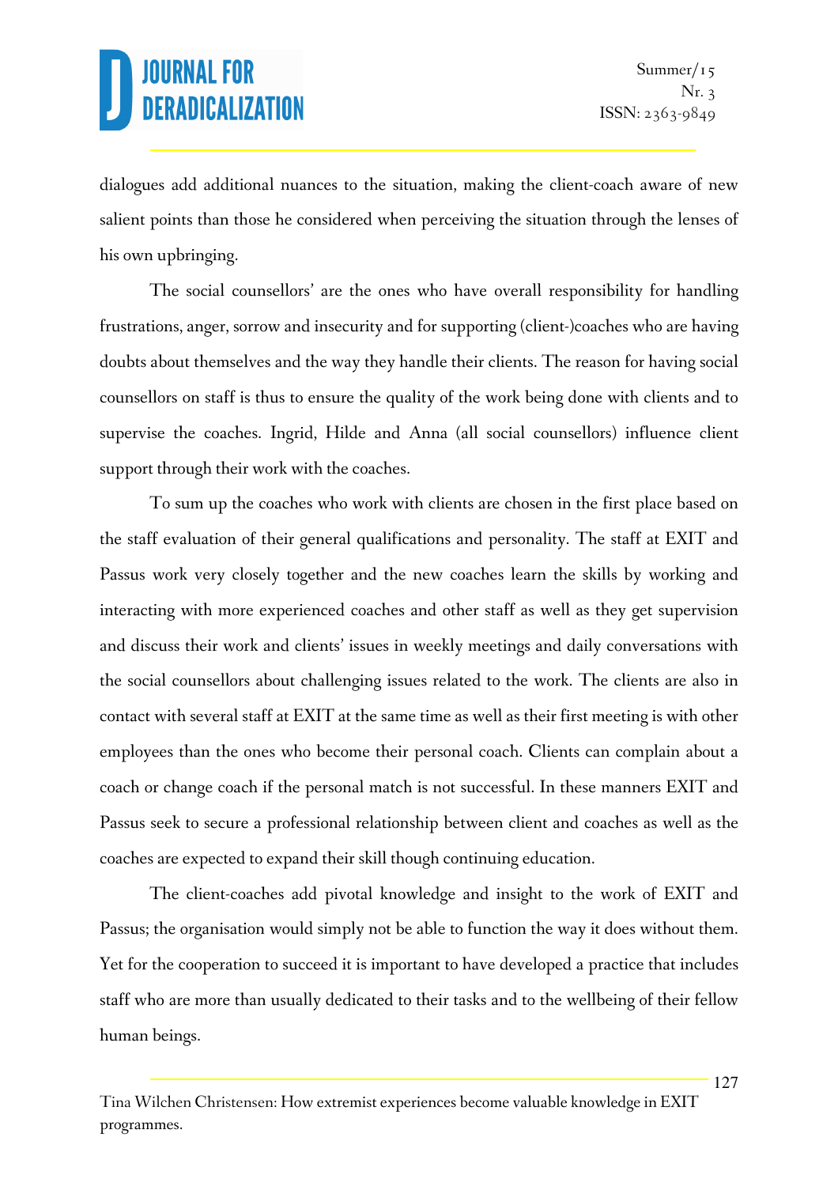dialogues add additional nuances to the situation, making the client-coach aware of new salient points than those he considered when perceiving the situation through the lenses of his own upbringing.

The social counsellors' are the ones who have overall responsibility for handling frustrations, anger, sorrow and insecurity and for supporting (client-)coaches who are having doubts about themselves and the way they handle their clients. The reason for having social counsellors on staff is thus to ensure the quality of the work being done with clients and to supervise the coaches. Ingrid, Hilde and Anna (all social counsellors) influence client support through their work with the coaches.

To sum up the coaches who work with clients are chosen in the first place based on the staff evaluation of their general qualifications and personality. The staff at EXIT and Passus work very closely together and the new coaches learn the skills by working and interacting with more experienced coaches and other staff as well as they get supervision and discuss their work and clients' issues in weekly meetings and daily conversations with the social counsellors about challenging issues related to the work. The clients are also in contact with several staff at EXIT at the same time as well as their first meeting is with other employees than the ones who become their personal coach. Clients can complain about a coach or change coach if the personal match is not successful. In these manners EXIT and Passus seek to secure a professional relationship between client and coaches as well as the coaches are expected to expand their skill though continuing education.

The client-coaches add pivotal knowledge and insight to the work of EXIT and Passus; the organisation would simply not be able to function the way it does without them. Yet for the cooperation to succeed it is important to have developed a practice that includes staff who are more than usually dedicated to their tasks and to the wellbeing of their fellow human beings.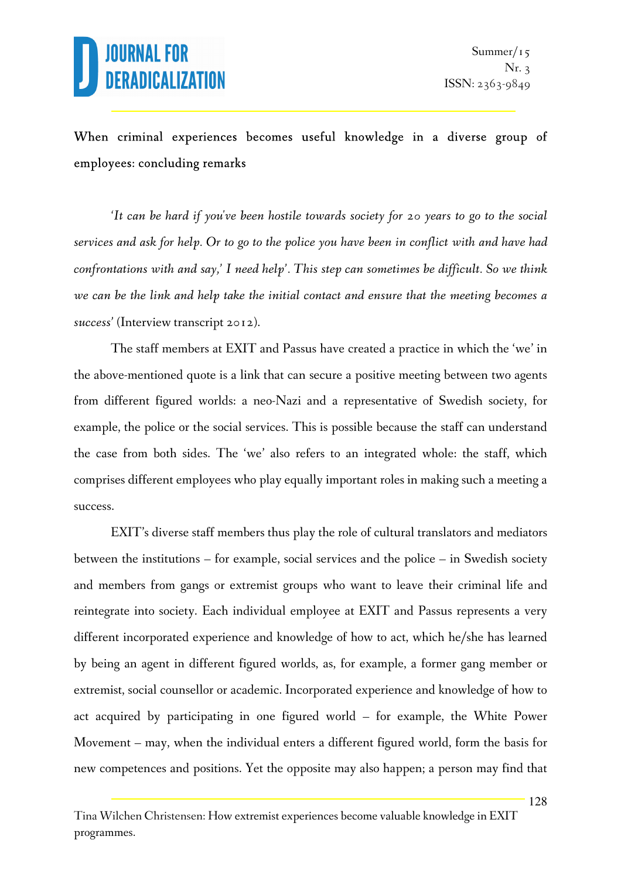### When criminal experiences becomes useful knowledge in a diverse group of employees: concluding remarks

*'It can be hard if you've been hostile towards society for 20 years to go to the social services and ask for help. Or to go to the police you have been in conflict with and have had confrontations with and say,' I need help'. This step can sometimes be difficult. So we think we can be the link and help take the initial contact and ensure that the meeting becomes a success'* (Interview transcript 2012).

The staff members at EXIT and Passus have created a practice in which the 'we' in the above-mentioned quote is a link that can secure a positive meeting between two agents from different figured worlds: a neo-Nazi and a representative of Swedish society, for example, the police or the social services. This is possible because the staff can understand the case from both sides. The 'we' also refers to an integrated whole: the staff, which comprises different employees who play equally important roles in making such a meeting a success.

EXIT's diverse staff members thus play the role of cultural translators and mediators between the institutions – for example, social services and the police – in Swedish society and members from gangs or extremist groups who want to leave their criminal life and reintegrate into society. Each individual employee at EXIT and Passus represents a very different incorporated experience and knowledge of how to act, which he/she has learned by being an agent in different figured worlds, as, for example, a former gang member or extremist, social counsellor or academic. Incorporated experience and knowledge of how to act acquired by participating in one figured world – for example, the White Power Movement – may, when the individual enters a different figured world, form the basis for new competences and positions. Yet the opposite may also happen; a person may find that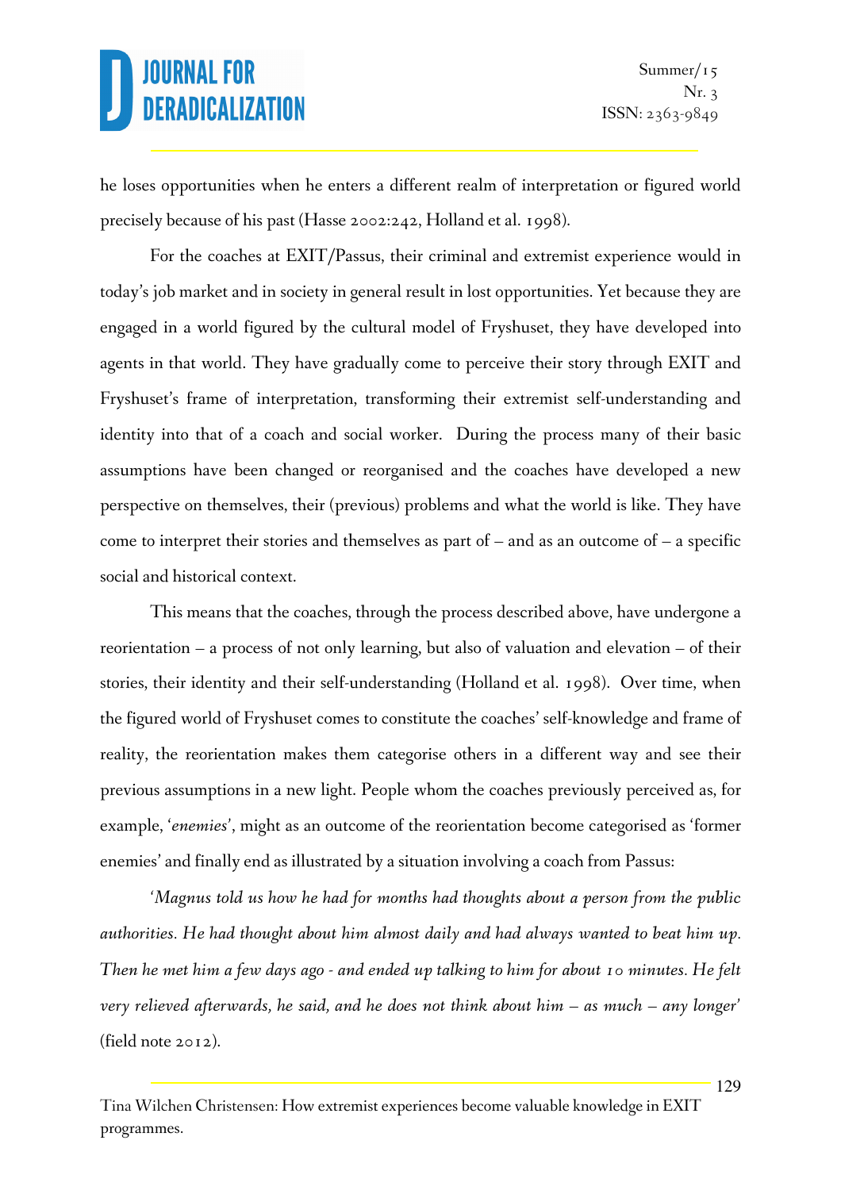he loses opportunities when he enters a different realm of interpretation or figured world precisely because of his past (Hasse 2002:242, Holland et al. 1998).

For the coaches at EXIT/Passus, their criminal and extremist experience would in today's job market and in society in general result in lost opportunities. Yet because they are engaged in a world figured by the cultural model of Fryshuset, they have developed into agents in that world. They have gradually come to perceive their story through EXIT and Fryshuset's frame of interpretation, transforming their extremist self-understanding and identity into that of a coach and social worker. During the process many of their basic assumptions have been changed or reorganised and the coaches have developed a new perspective on themselves, their (previous) problems and what the world is like. They have come to interpret their stories and themselves as part of – and as an outcome of – a specific social and historical context.

This means that the coaches, through the process described above, have undergone a reorientation – a process of not only learning, but also of valuation and elevation – of their stories, their identity and their self-understanding (Holland et al. 1998). Over time, when the figured world of Fryshuset comes to constitute the coaches' self-knowledge and frame of reality, the reorientation makes them categorise others in a different way and see their previous assumptions in a new light. People whom the coaches previously perceived as, for example, '*enemies*', might as an outcome of the reorientation become categorised as 'former enemies' and finally end as illustrated by a situation involving a coach from Passus:

*'Magnus told us how he had for months had thoughts about a person from the public authorities. He had thought about him almost daily and had always wanted to beat him up. Then he met him a few days ago - and ended up talking to him for about 10 minutes. He felt very relieved afterwards, he said, and he does not think about him – as much – any longer'* (field note 2012).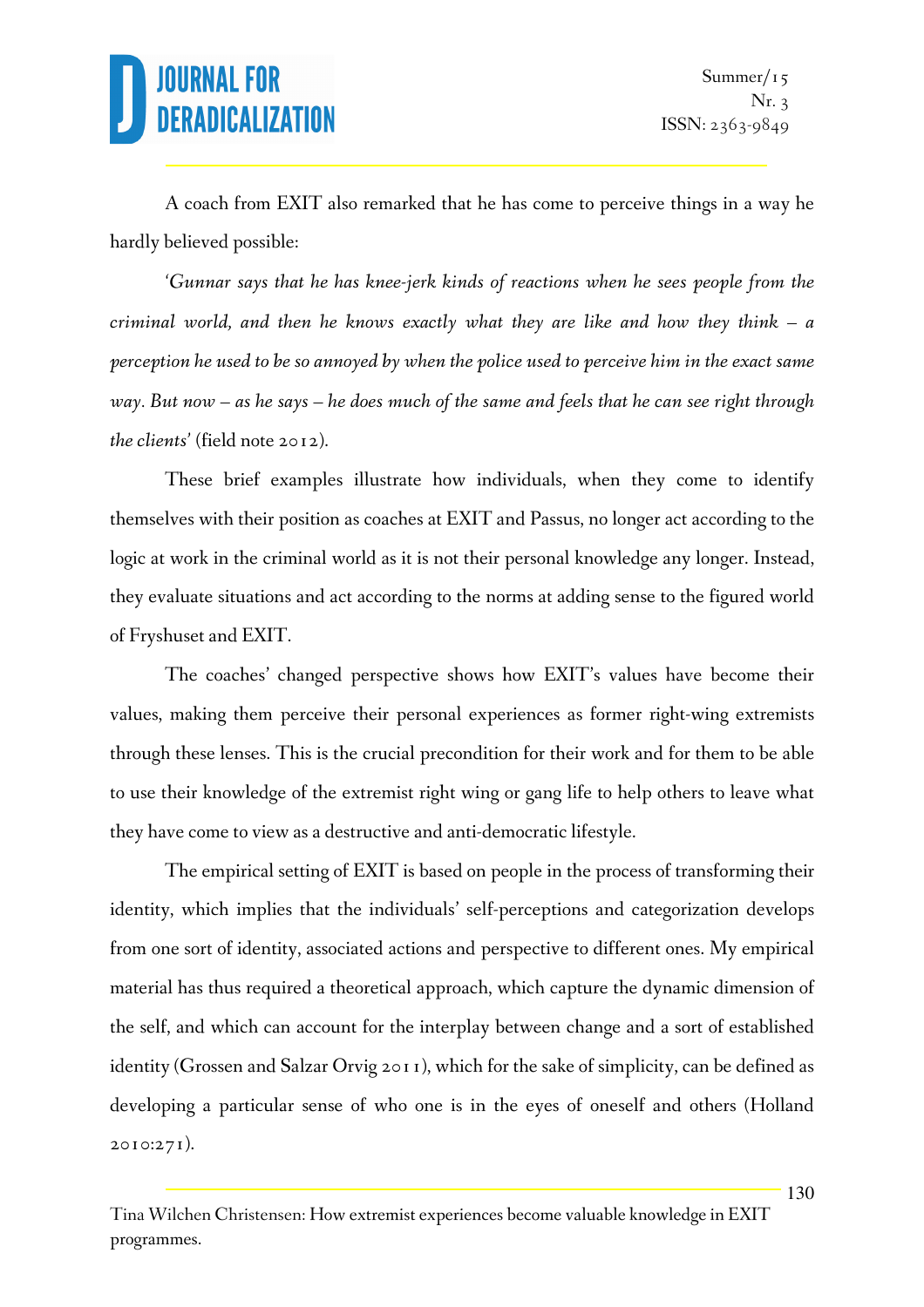A coach from EXIT also remarked that he has come to perceive things in a way he hardly believed possible:

*'Gunnar says that he has knee-jerk kinds of reactions when he sees people from the criminal world, and then he knows exactly what they are like and how they think – a perception he used to be so annoyed by when the police used to perceive him in the exact same way. But now – as he says – he does much of the same and feels that he can see right through the clients'* (field note 2012).

These brief examples illustrate how individuals, when they come to identify themselves with their position as coaches at EXIT and Passus, no longer act according to the logic at work in the criminal world as it is not their personal knowledge any longer. Instead, they evaluate situations and act according to the norms at adding sense to the figured world of Fryshuset and EXIT.

The coaches' changed perspective shows how EXIT's values have become their values, making them perceive their personal experiences as former right-wing extremists through these lenses. This is the crucial precondition for their work and for them to be able to use their knowledge of the extremist right wing or gang life to help others to leave what they have come to view as a destructive and anti-democratic lifestyle.

The empirical setting of EXIT is based on people in the process of transforming their identity, which implies that the individuals' self-perceptions and categorization develops from one sort of identity, associated actions and perspective to different ones. My empirical material has thus required a theoretical approach, which capture the dynamic dimension of the self, and which can account for the interplay between change and a sort of established identity (Grossen and Salzar Orvig 2011), which for the sake of simplicity, can be defined as developing a particular sense of who one is in the eyes of oneself and others (Holland 2010:271).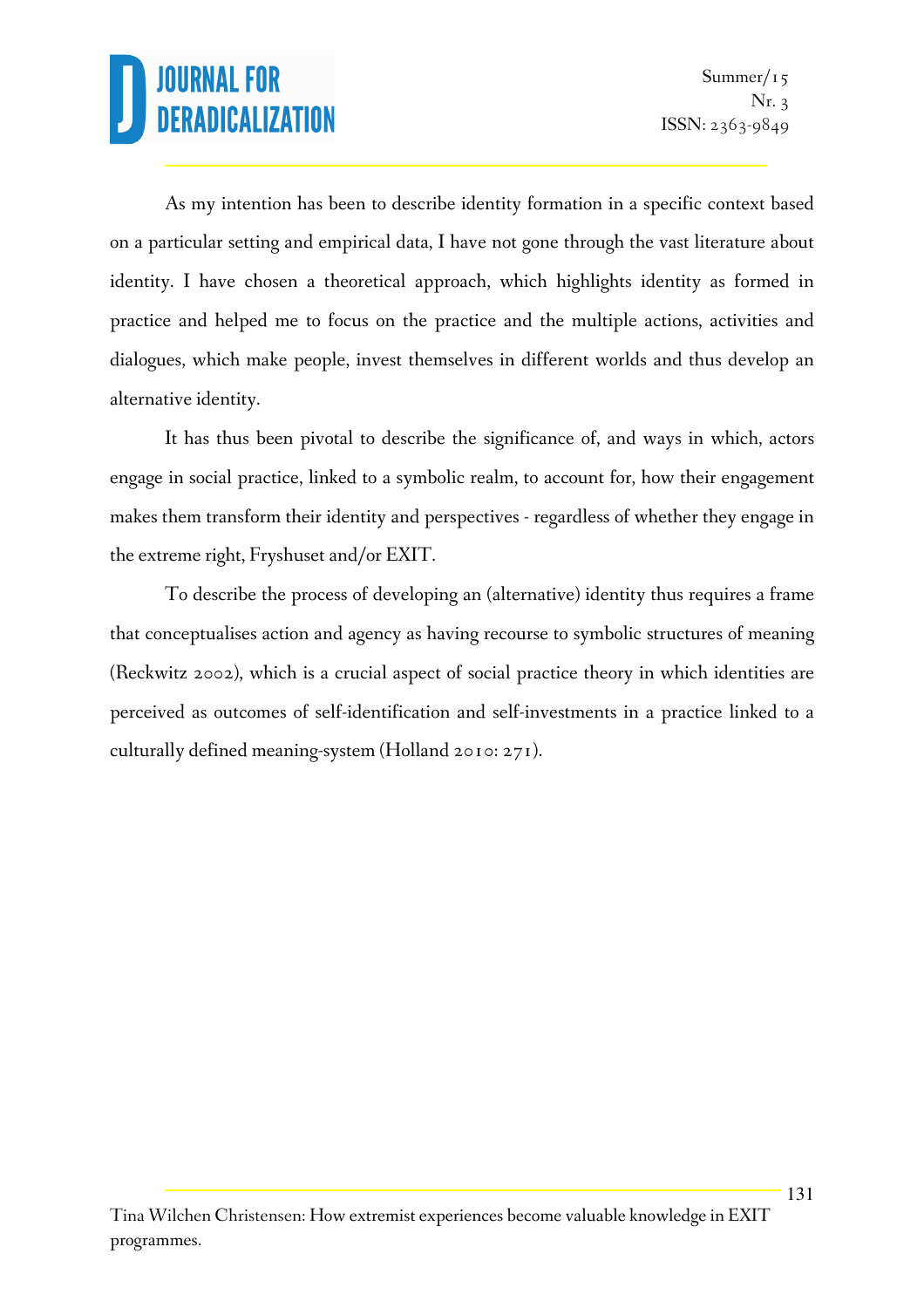As my intention has been to describe identity formation in a specific context based on a particular setting and empirical data, I have not gone through the vast literature about identity. I have chosen a theoretical approach, which highlights identity as formed in practice and helped me to focus on the practice and the multiple actions, activities and dialogues, which make people, invest themselves in different worlds and thus develop an alternative identity.

It has thus been pivotal to describe the significance of, and ways in which, actors engage in social practice, linked to a symbolic realm, to account for, how their engagement makes them transform their identity and perspectives - regardless of whether they engage in the extreme right, Fryshuset and/or EXIT.

To describe the process of developing an (alternative) identity thus requires a frame that conceptualises action and agency as having recourse to symbolic structures of meaning (Reckwitz 2002), which is a crucial aspect of social practice theory in which identities are perceived as outcomes of self-identification and self-investments in a practice linked to a culturally defined meaning-system (Holland 2010: 271).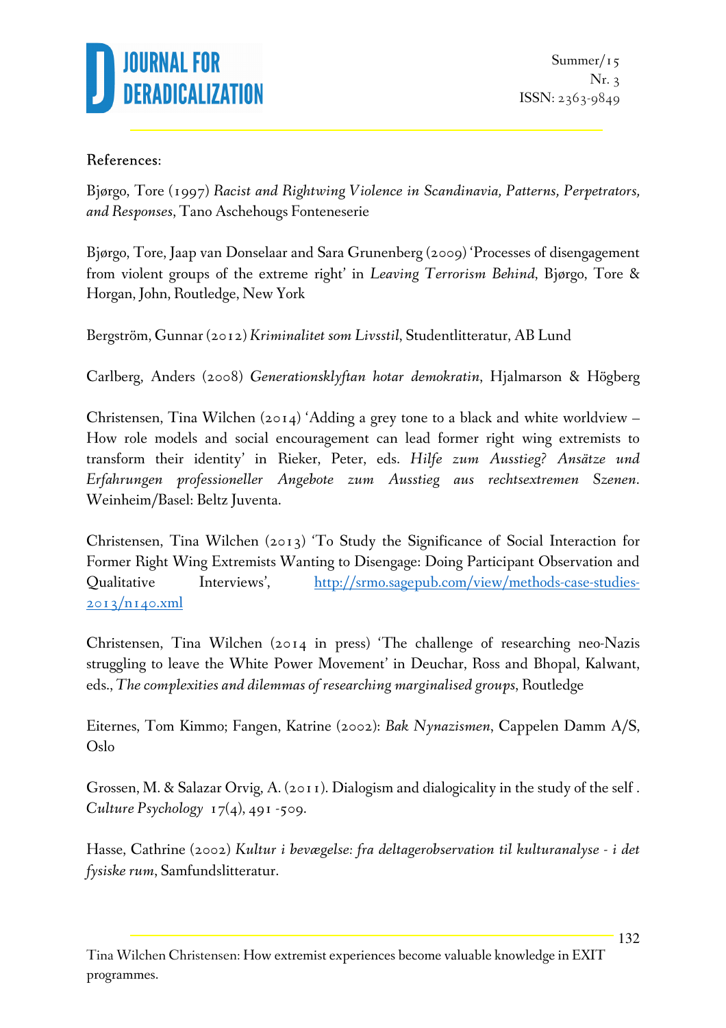References:

Bjørgo, Tore (1997) *Racist and Rightwing Violence in Scandinavia, Patterns, Perpetrators, and Responses*, Tano Aschehougs Fonteneserie

Bjørgo, Tore, Jaap van Donselaar and Sara Grunenberg (2009) 'Processes of disengagement from violent groups of the extreme right' in *Leaving Terrorism Behind*, Bjørgo, Tore & Horgan, John, Routledge, New York

Bergström, Gunnar (2012) *Kriminalitet som Livsstil*, Studentlitteratur, AB Lund

Carlberg, Anders (2008) *Generationsklyftan hotar demokratin*, Hjalmarson & Högberg

Christensen, Tina Wilchen (2014) 'Adding a grey tone to a black and white worldview – How role models and social encouragement can lead former right wing extremists to transform their identity' in Rieker, Peter, eds. *Hilfe zum Ausstieg? Ansätze und Erfahrungen professioneller Angebote zum Ausstieg aus rechtsextremen Szenen*. Weinheim/Basel: Beltz Juventa.

Christensen, Tina Wilchen (2013) 'To Study the Significance of Social Interaction for Former Right Wing Extremists Wanting to Disengage: Doing Participant Observation and Qualitative Interviews', http://srmo.sagepub.com/view/methods-case-studies-2013/n140.xml

Christensen, Tina Wilchen (2014 in press) 'The challenge of researching neo-Nazis struggling to leave the White Power Movement' in Deuchar, Ross and Bhopal, Kalwant, eds., *The complexities and dilemmas of researching marginalised groups*, Routledge

Eiternes, Tom Kimmo; Fangen, Katrine (2002): *Bak Nynazismen*, Cappelen Damm A/S, Oslo

Grossen, M. & Salazar Orvig, A. (2011). Dialogism and dialogicality in the study of the self . *Culture Psychology* 17(4), 491 -509.

Hasse, Cathrine (2002) *Kultur i bevægelse: fra deltagerobservation til kulturanalyse - i det fysiske rum*, Samfundslitteratur.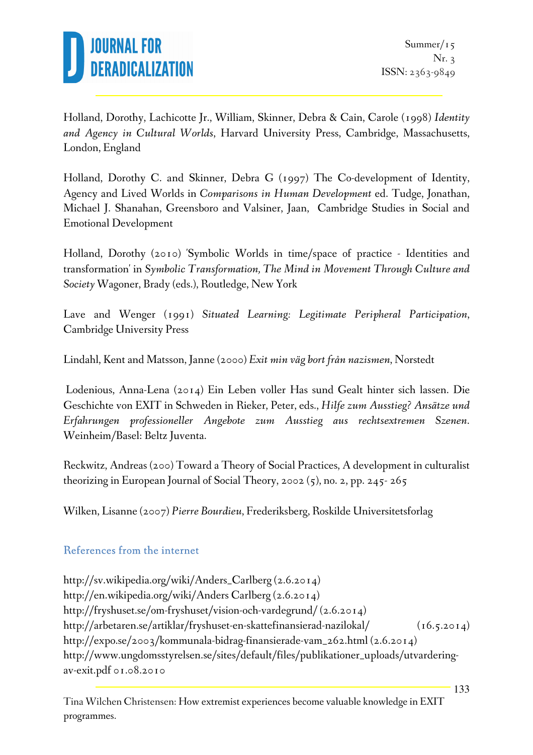Holland, Dorothy, Lachicotte Jr., William, Skinner, Debra & Cain, Carole (1998) *Identity and Agency in Cultural Worlds*, Harvard University Press, Cambridge, Massachusetts, London, England

Holland, Dorothy C. and Skinner, Debra G (1997) The Co-development of Identity, Agency and Lived Worlds in *Comparisons in Human Development* ed. Tudge, Jonathan, Michael J. Shanahan, Greensboro and Valsiner, Jaan, Cambridge Studies in Social and Emotional Development

Holland, Dorothy (2010) 'Symbolic Worlds in time/space of practice - Identities and transformation' in *Symbolic Transformation, The Mind in Movement Through Culture and Society* Wagoner, Brady (eds.), Routledge, New York

Lave and Wenger (1991) *Situated Learning: Legitimate Peripheral Participation*, Cambridge University Press

Lindahl, Kent and Matsson, Janne (2000) *Exit min väg bort från nazismen*, Norstedt

Lodenious, Anna-Lena (2014) Ein Leben voller Has sund Gealt hinter sich lassen. Die Geschichte von EXIT in Schweden in Rieker, Peter, eds., *Hilfe zum Ausstieg? Ansätze und Erfahrungen professioneller Angebote zum Ausstieg aus rechtsextremen Szenen*. Weinheim/Basel: Beltz Juventa.

Reckwitz, Andreas (200) Toward a Theory of Social Practices, A development in culturalist theorizing in European Journal of Social Theory, 2002 (5), no. 2, pp. 245- 265

Wilken, Lisanne (2007) *Pierre Bourdieu*, Frederiksberg, Roskilde Universitetsforlag

### References from the internet

http://sv.wikipedia.org/wiki/Anders_Carlberg (2.6.2014)
http://en.wikipedia.org/wiki/Anders Carlberg (2.6.2014)
http://fryshuset.se/om-fryshuset/vision-och-vardegrund/ (2.6.2014)
http://arbetaren.se/artiklar/fryshuset-en-skattefinansierad-nazilokal/ (16.5.2014)
http://expo.se/2003/kommunala-bidrag-finansierade-vam_262.html (2.6.2014)
http://www.ungdomsstyrelsen.se/sites/default/files/publikationer_uploads/utvardering-av-exit.pdf 01.08.2010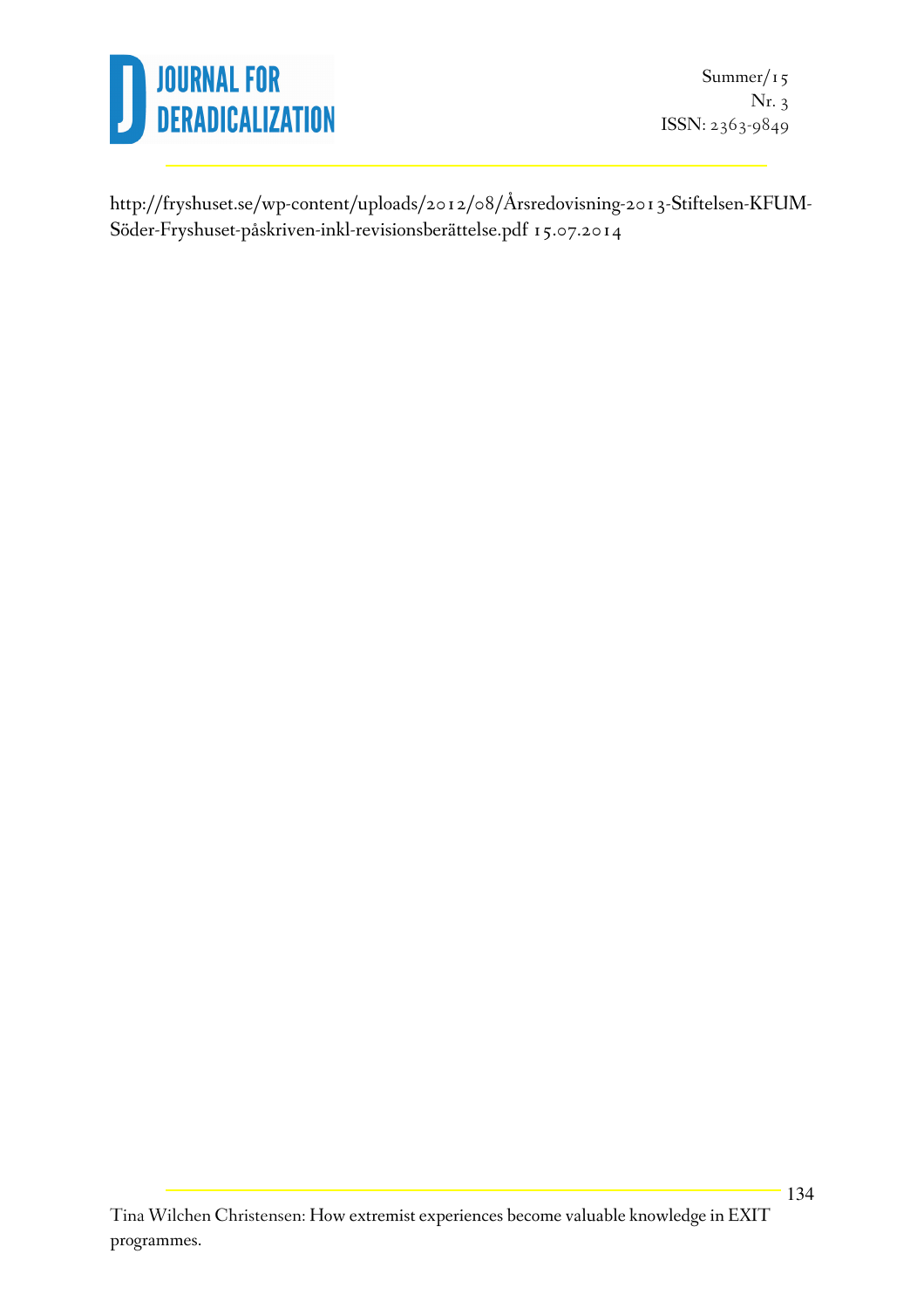http://fryshuset.se/wp-content/uploads/2012/08/Årsredovisning-2013-Stiftelsen-KFUM-Söder-Fryshuset-påskriven-inkl-revisionsberättelse.pdf 15.07.2014